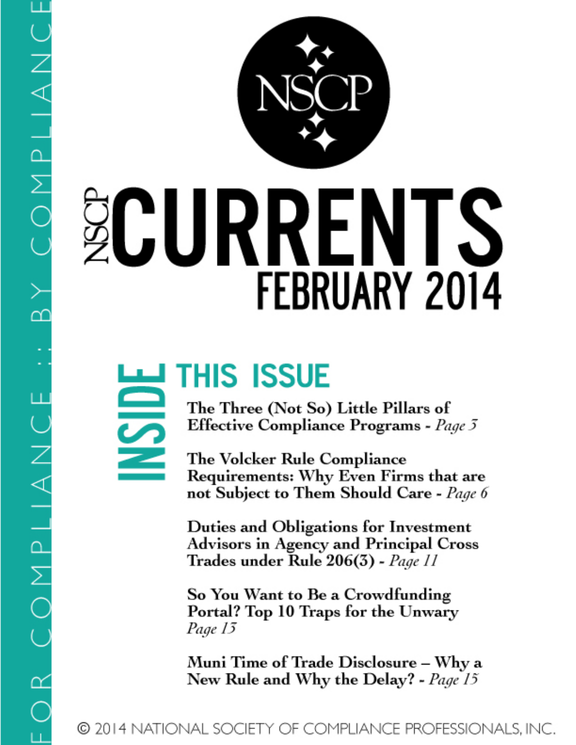NSCP

# NSCP CURRENTS

## FEBRUARY 2014

## INSIDE THIS ISSUE

**The Three (Not So) Little Pillars of Effective Compliance Programs** - *Page 3*

**The Volcker Rule Compliance Requirements: Why Even Firms that are not Subject to Them Should Care** - *Page 6*

**Duties and Obligations for Investment Advisors in Agency and Principal Cross Trades under Rule 206(3)** - *Page 11*

**So You Want to Be a Crowdfunding Portal? Top 10 Traps for the Unwary** *Page 13*

**Muni Time of Trade Disclosure – Why a New Rule and Why the Delay?** - *Page 15*

FOR COMPLIANCE :: BY COMPLIANCE

© 2014 NATIONAL SOCIETY OF COMPLIANCE PROFESSIONALS, INC.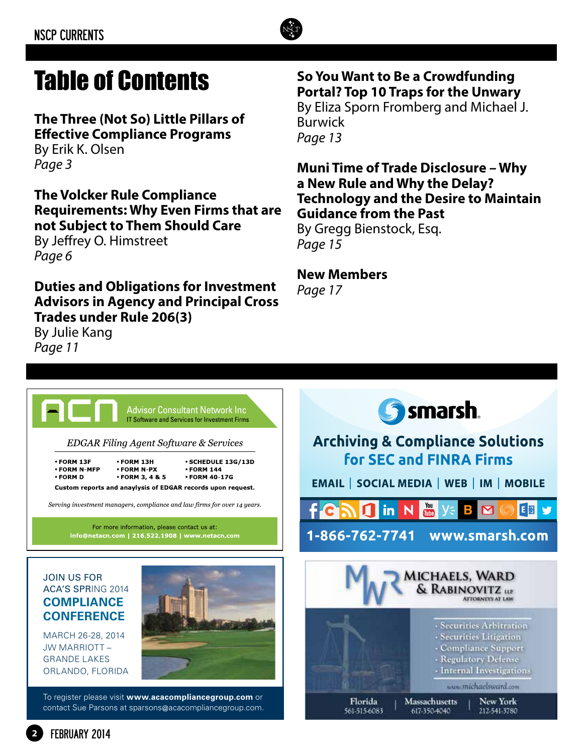# Table of Contents

**The Three (Not So) Little Pillars of Effective Compliance Programs**
By Erik K. Olsen
*Page 3*

**The Volcker Rule Compliance Requirements: Why Even Firms that are not Subject to Them Should Care**
By Jeffrey O. Himstreet
*Page 6*

**Duties and Obligations for Investment Advisors in Agency and Principal Cross Trades under Rule 206(3)**
By Julie Kang
*Page 11*

**So You Want to Be a Crowdfunding Portal? Top 10 Traps for the Unwary**
By Eliza Sporn Fromberg and Michael J. Burwick
*Page 13*

**Muni Time of Trade Disclosure – Why a New Rule and Why the Delay? Technology and the Desire to Maintain Guidance from the Past**
By Gregg Bienstock, Esq.
*Page 15*

**New Members**
*Page 17*

---

**ACN** Advisor Consultant Network Inc
IT Software and Services for Investment Firms

*EDGAR Filing Agent Software & Services*

- FORM 13F
- FORM N-MFP
- FORM D
- FORM 13H
- FORM N-PX
- FORM 3, 4 & 5
- SCHEDULE 13G/13D
- FORM 144
- FORM 40-17G

**Custom reports and anaylysis of EDGAR records upon request.**

*Serving investment managers, compliance and law firms for over 14 years.*

For more information, please contact us at:
**info@netacn.com | 216.522.1908 | www.netacn.com**

---

**smarsh**

**Archiving & Compliance Solutions for SEC and FINRA Firms**

**EMAIL | SOCIAL MEDIA | WEB | IM | MOBILE**

**1-866-762-7741 www.smarsh.com**

---

JOIN US FOR
ACA'S SPRING 2014
**COMPLIANCE CONFERENCE**

MARCH 26-28, 2014
JW MARRIOTT – GRANDE LAKES
ORLANDO, FLORIDA

To register please visit **www.acacompliancegroup.com** or contact Sue Parsons at sparsons@acacompliancegroup.com.

---

**MICHAELS, WARD & RABINOVITZ LLP**
ATTORNEYS AT LAW

- Securities Arbitration
- Securities Litigation
- Compliance Support
- Regulatory Defense
- Internal Investigations

www.michaelsward.com

Florida 561-515-6083 | Massachusetts 617-350-4040 | New York 212-541-3780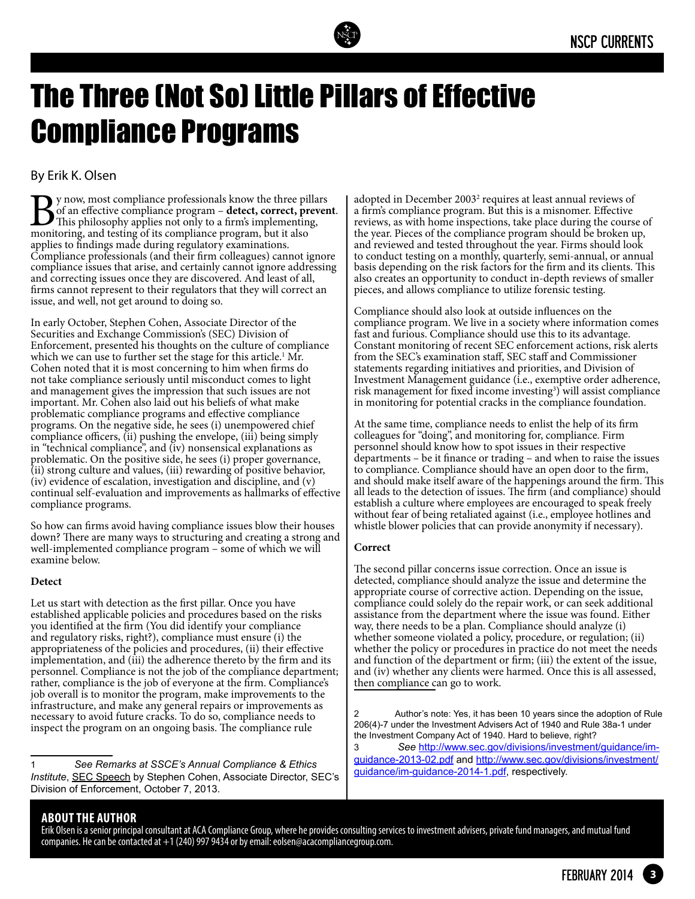# The Three (Not So) Little Pillars of Effective Compliance Programs

By Erik K. Olsen

By now, most compliance professionals know the three pillars of an effective compliance program – **detect, correct, prevent**. This philosophy applies not only to a firm's implementing, monitoring, and testing of its compliance program, but it also applies to findings made during regulatory examinations. Compliance professionals (and their firm colleagues) cannot ignore compliance issues that arise, and certainly cannot ignore addressing and correcting issues once they are discovered. And least of all, firms cannot represent to their regulators that they will correct an issue, and well, not get around to doing so.

In early October, Stephen Cohen, Associate Director of the Securities and Exchange Commission's (SEC) Division of Enforcement, presented his thoughts on the culture of compliance which we can use to further set the stage for this article.[1] Mr. Cohen noted that it is most concerning to him when firms do not take compliance seriously until misconduct comes to light and management gives the impression that such issues are not important. Mr. Cohen also laid out his beliefs of what make problematic compliance programs and effective compliance programs. On the negative side, he sees (i) unempowered chief compliance officers, (ii) pushing the envelope, (iii) being simply in "technical compliance", and (iv) nonsensical explanations as problematic. On the positive side, he sees (i) proper governance, (ii) strong culture and values, (iii) rewarding of positive behavior, (iv) evidence of escalation, investigation and discipline, and (v) continual self-evaluation and improvements as hallmarks of effective compliance programs.

So how can firms avoid having compliance issues blow their houses down? There are many ways to structuring and creating a strong and well-implemented compliance program – some of which we will examine below.

**Detect**

Let us start with detection as the first pillar. Once you have established applicable policies and procedures based on the risks you identified at the firm (You did identify your compliance and regulatory risks, right?), compliance must ensure (i) the appropriateness of the policies and procedures, (ii) their effective implementation, and (iii) the adherence thereto by the firm and its personnel. Compliance is not the job of the compliance department; rather, compliance is the job of everyone at the firm. Compliance's job overall is to monitor the program, make improvements to the infrastructure, and make any general repairs or improvements as necessary to avoid future cracks. To do so, compliance needs to inspect the program on an ongoing basis. The compliance rule adopted in December 2003[2] requires at least annual reviews of a firm's compliance program. But this is a misnomer. Effective reviews, as with home inspections, take place during the course of the year. Pieces of the compliance program should be broken up, and reviewed and tested throughout the year. Firms should look to conduct testing on a monthly, quarterly, semi-annual, or annual basis depending on the risk factors for the firm and its clients. This also creates an opportunity to conduct in-depth reviews of smaller pieces, and allows compliance to utilize forensic testing.

Compliance should also look at outside influences on the compliance program. We live in a society where information comes fast and furious. Compliance should use this to its advantage. Constant monitoring of recent SEC enforcement actions, risk alerts from the SEC's examination staff, SEC staff and Commissioner statements regarding initiatives and priorities, and Division of Investment Management guidance (i.e., exemptive order adherence, risk management for fixed income investing[3]) will assist compliance in monitoring for potential cracks in the compliance foundation.

At the same time, compliance needs to enlist the help of its firm colleagues for "doing", and monitoring for, compliance. Firm personnel should know how to spot issues in their respective departments – be it finance or trading – and when to raise the issues to compliance. Compliance should have an open door to the firm, and should make itself aware of the happenings around the firm. This all leads to the detection of issues. The firm (and compliance) should establish a culture where employees are encouraged to speak freely without fear of being retaliated against (i.e., employee hotlines and whistle blower policies that can provide anonymity if necessary).

**Correct**

The second pillar concerns issue correction. Once an issue is detected, compliance should analyze the issue and determine the appropriate course of corrective action. Depending on the issue, compliance could solely do the repair work, or can seek additional assistance from the department where the issue was found. Either way, there needs to be a plan. Compliance should analyze (i) whether someone violated a policy, procedure, or regulation; (ii) whether the policy or procedures in practice do not meet the needs and function of the department or firm; (iii) the extent of the issue, and (iv) whether any clients were harmed. Once this is all assessed, then compliance can go to work.

---

1 *See Remarks at SSCE's Annual Compliance & Ethics Institute*, SEC Speech by Stephen Cohen, Associate Director, SEC's Division of Enforcement, October 7, 2013.

2 Author's note: Yes, it has been 10 years since the adoption of Rule 206(4)-7 under the Investment Advisers Act of 1940 and Rule 38a-1 under the Investment Company Act of 1940. Hard to believe, right?

3 *See* http://www.sec.gov/divisions/investment/guidance/im-guidance-2013-02.pdf and http://www.sec.gov/divisions/investment/guidance/im-guidance-2014-1.pdf, respectively.

## ABOUT THE AUTHOR

Erik Olsen is a senior principal consultant at ACA Compliance Group, where he provides consulting services to investment advisers, private fund managers, and mutual fund companies. He can be contacted at +1 (240) 997 9434 or by email: eolsen@acacompliancegroup.com.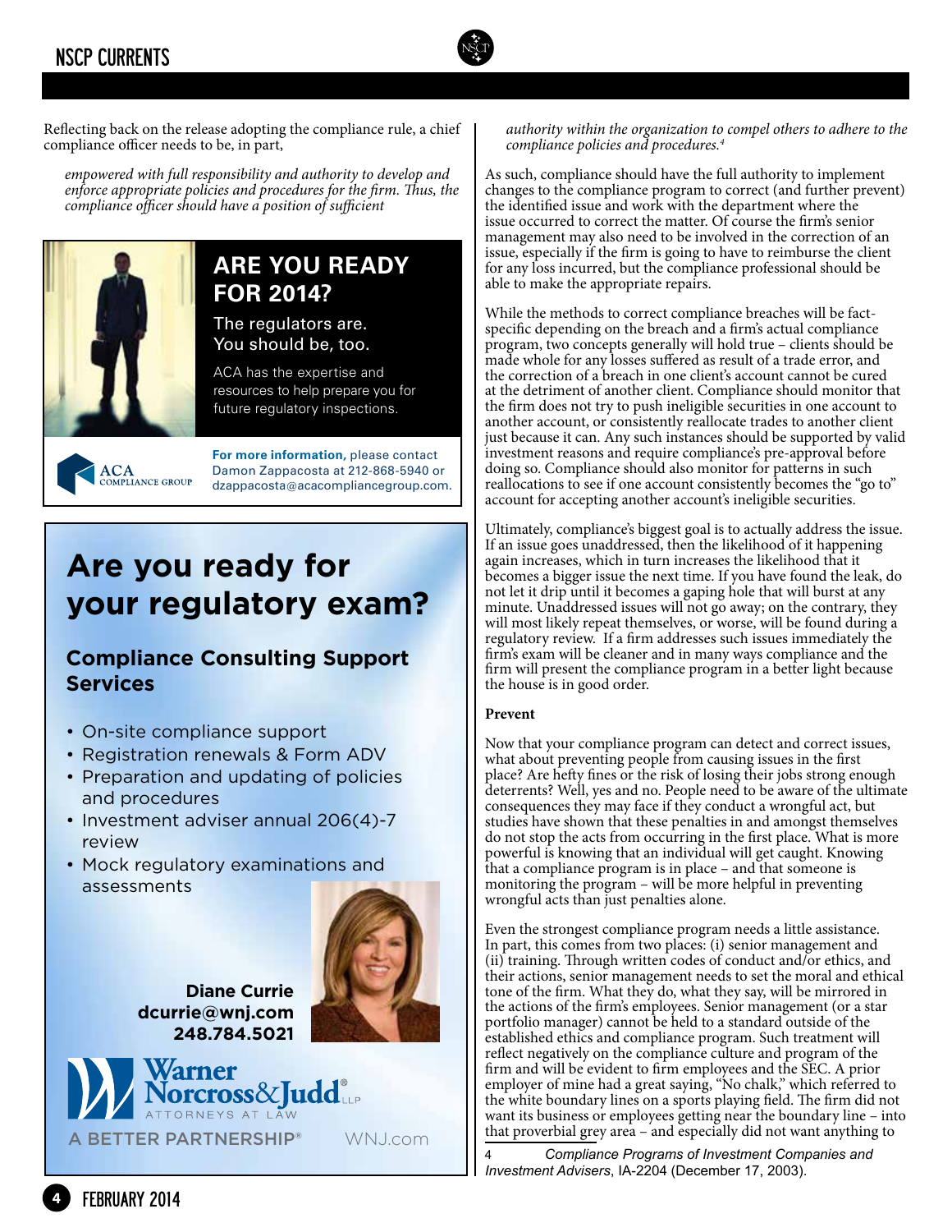Reflecting back on the release adopting the compliance rule, a chief compliance officer needs to be, in part,

> *empowered with full responsibility and authority to develop and enforce appropriate policies and procedures for the firm. Thus, the compliance officer should have a position of sufficient authority within the organization to compel others to adhere to the compliance policies and procedures.*[4]

**ARE YOU READY FOR 2014?**

The regulators are. You should be, too.

ACA has the expertise and resources to help prepare you for future regulatory inspections.

ACA COMPLIANCE GROUP

**For more information,** please contact Damon Zappacosta at 212-868-5940 or dzappacosta@acacompliancegroup.com.

**Are you ready for your regulatory exam?**

**Compliance Consulting Support Services**

- On-site compliance support
- Registration renewals & Form ADV
- Preparation and updating of policies and procedures
- Investment adviser annual 206(4)-7 review
- Mock regulatory examinations and assessments

**Diane Currie**
**dcurrie@wnj.com**
**248.784.5021**

Warner Norcross & Judd LLP
ATTORNEYS AT LAW
A BETTER PARTNERSHIP® WNJ.com

As such, compliance should have the full authority to implement changes to the compliance program to correct (and further prevent) the identified issue and work with the department where the issue occurred to correct the matter. Of course the firm's senior management may also need to be involved in the correction of an issue, especially if the firm is going to have to reimburse the client for any loss incurred, but the compliance professional should be able to make the appropriate repairs.

While the methods to correct compliance breaches will be fact-specific depending on the breach and a firm's actual compliance program, two concepts generally will hold true – clients should be made whole for any losses suffered as result of a trade error, and the correction of a breach in one client's account cannot be cured at the detriment of another client. Compliance should monitor that the firm does not try to push ineligible securities in one account to another account, or consistently reallocate trades to another client just because it can. Any such instances should be supported by valid investment reasons and require compliance's pre-approval before doing so. Compliance should also monitor for patterns in such reallocations to see if one account consistently becomes the "go to" account for accepting another account's ineligible securities.

Ultimately, compliance's biggest goal is to actually address the issue. If an issue goes unaddressed, then the likelihood of it happening again increases, which in turn increases the likelihood that it becomes a bigger issue the next time. If you have found the leak, do not let it drip until it becomes a gaping hole that will burst at any minute. Unaddressed issues will not go away; on the contrary, they will most likely repeat themselves, or worse, will be found during a regulatory review. If a firm addresses such issues immediately the firm's exam will be cleaner and in many ways compliance and the firm will present the compliance program in a better light because the house is in good order.

**Prevent**

Now that your compliance program can detect and correct issues, what about preventing people from causing issues in the first place? Are hefty fines or the risk of losing their jobs strong enough deterrents? Well, yes and no. People need to be aware of the ultimate consequences they may face if they conduct a wrongful act, but studies have shown that these penalties in and amongst themselves do not stop the acts from occurring in the first place. What is more powerful is knowing that an individual will get caught. Knowing that a compliance program is in place – and that someone is monitoring the program – will be more helpful in preventing wrongful acts than just penalties alone.

Even the strongest compliance program needs a little assistance. In part, this comes from two places: (i) senior management and (ii) training. Through written codes of conduct and/or ethics, and their actions, senior management needs to set the moral and ethical tone of the firm. What they do, what they say, will be mirrored in the actions of the firm's employees. Senior management (or a star portfolio manager) cannot be held to a standard outside of the established ethics and compliance program. Such treatment will reflect negatively on the compliance culture and program of the firm and will be evident to firm employees and the SEC. A prior employer of mine had a great saying, "No chalk," which referred to the white boundary lines on a sports playing field. The firm did not want its business or employees getting near the boundary line – into that proverbial grey area – and especially did not want anything to

4 *Compliance Programs of Investment Companies and Investment Advisers*, IA-2204 (December 17, 2003).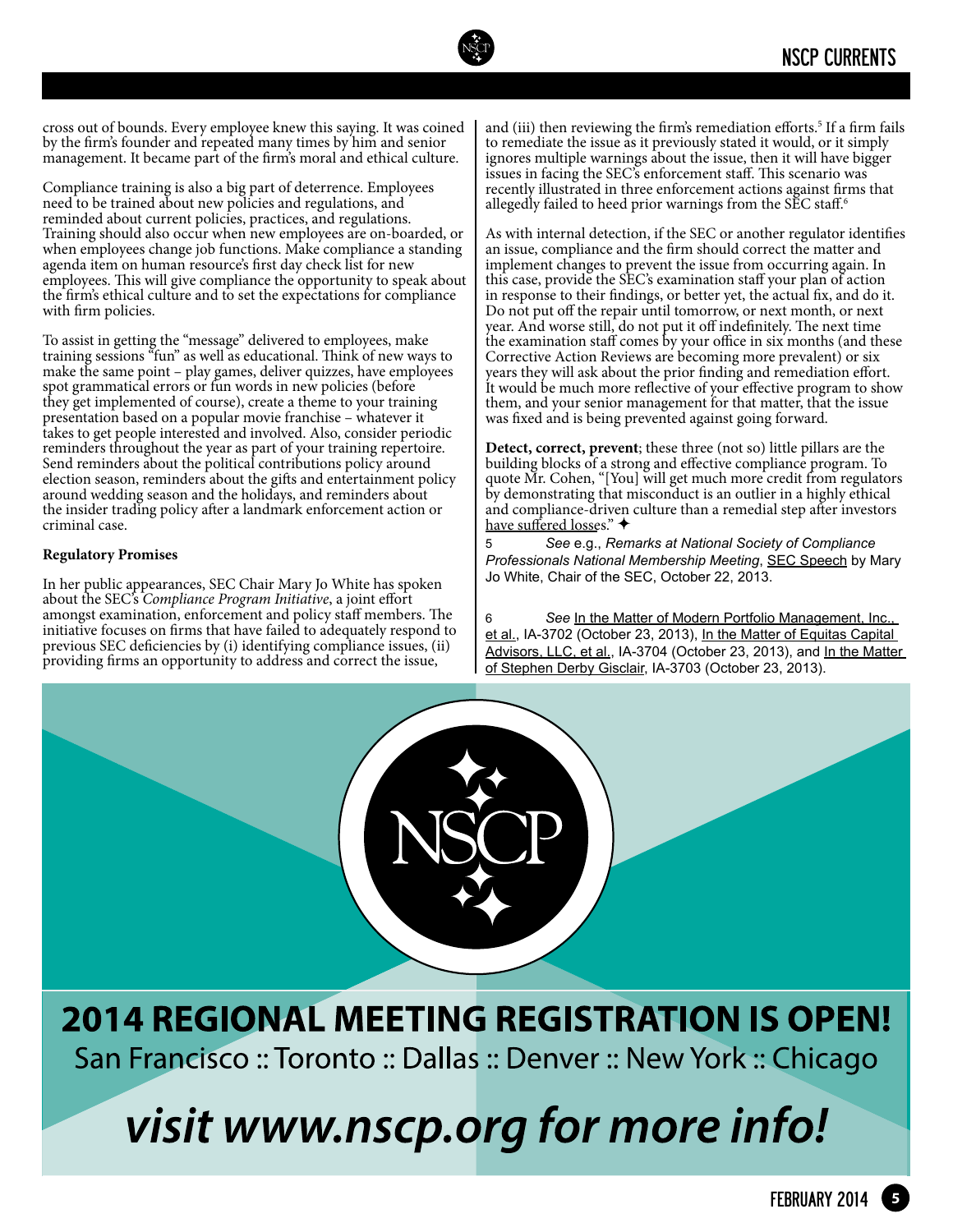cross out of bounds. Every employee knew this saying. It was coined by the firm's founder and repeated many times by him and senior management. It became part of the firm's moral and ethical culture.

Compliance training is also a big part of deterrence. Employees need to be trained about new policies and regulations, and reminded about current policies, practices, and regulations. Training should also occur when new employees are on-boarded, or when employees change job functions. Make compliance a standing agenda item on human resource's first day check list for new employees. This will give compliance the opportunity to speak about the firm's ethical culture and to set the expectations for compliance with firm policies.

To assist in getting the "message" delivered to employees, make training sessions "fun" as well as educational. Think of new ways to make the same point – play games, deliver quizzes, have employees spot grammatical errors or fun words in new policies (before they get implemented of course), create a theme to your training presentation based on a popular movie franchise – whatever it takes to get people interested and involved. Also, consider periodic reminders throughout the year as part of your training repertoire. Send reminders about the political contributions policy around election season, reminders about the gifts and entertainment policy around wedding season and the holidays, and reminders about the insider trading policy after a landmark enforcement action or criminal case.

**Regulatory Promises**

In her public appearances, SEC Chair Mary Jo White has spoken about the SEC's *Compliance Program Initiative*, a joint effort amongst examination, enforcement and policy staff members. The initiative focuses on firms that have failed to adequately respond to previous SEC deficiencies by (i) identifying compliance issues, (ii) providing firms an opportunity to address and correct the issue, and (iii) then reviewing the firm's remediation efforts.[5] If a firm fails to remediate the issue as it previously stated it would, or it simply ignores multiple warnings about the issue, then it will have bigger issues in facing the SEC's enforcement staff. This scenario was recently illustrated in three enforcement actions against firms that allegedly failed to heed prior warnings from the SEC staff.[6]

As with internal detection, if the SEC or another regulator identifies an issue, compliance and the firm should correct the matter and implement changes to prevent the issue from occurring again. In this case, provide the SEC's examination staff your plan of action in response to their findings, or better yet, the actual fix, and do it. Do not put off the repair until tomorrow, or next month, or next year. And worse still, do not put it off indefinitely. The next time the examination staff comes by your office in six months (and these Corrective Action Reviews are becoming more prevalent) or six years they will ask about the prior finding and remediation effort. It would be much more reflective of your effective program to show them, and your senior management for that matter, that the issue was fixed and is being prevented against going forward.

**Detect, correct, prevent**; these three (not so) little pillars are the building blocks of a strong and effective compliance program. To quote Mr. Cohen, "[You] will get much more credit from regulators by demonstrating that misconduct is an outlier in a highly ethical and compliance-driven culture than a remedial step after investors have suffered losses." ✦

5 *See* e.g., *Remarks at National Society of Compliance Professionals National Membership Meeting*, SEC Speech by Mary Jo White, Chair of the SEC, October 22, 2013.

6 *See* In the Matter of Modern Portfolio Management, Inc., et al., IA-3702 (October 23, 2013), In the Matter of Equitas Capital Advisors, LLC, et al., IA-3704 (October 23, 2013), and In the Matter of Stephen Derby Gisclair, IA-3703 (October 23, 2013).

NSCP

**2014 REGIONAL MEETING REGISTRATION IS OPEN!**

San Francisco :: Toronto :: Dallas :: Denver :: New York :: Chicago

***visit www.nscp.org for more info!***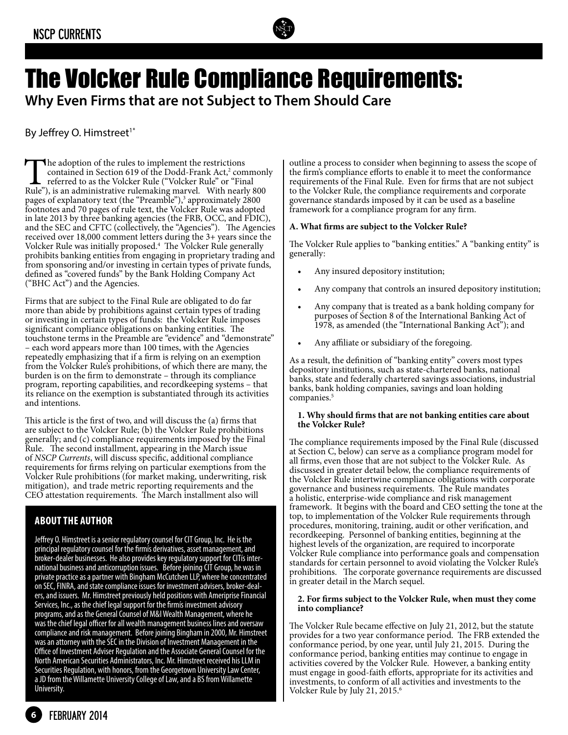# The Volcker Rule Compliance Requirements:

## Why Even Firms that are not Subject to Them Should Care

By Jeffrey O. Himstreet[1*]

The adoption of the rules to implement the restrictions contained in Section 619 of the Dodd-Frank Act,[2] commonly referred to as the Volcker Rule ("Volcker Rule" or "Final Rule"), is an administrative rulemaking marvel. With nearly 800 pages of explanatory text (the "Preamble"),[3] approximately 2800 footnotes and 70 pages of rule text, the Volcker Rule was adopted in late 2013 by three banking agencies (the FRB, OCC, and FDIC), and the SEC and CFTC (collectively, the "Agencies"). The Agencies received over 18,000 comment letters during the 3+ years since the Volcker Rule was initially proposed.[4] The Volcker Rule generally prohibits banking entities from engaging in proprietary trading and from sponsoring and/or investing in certain types of private funds, defined as "covered funds" by the Bank Holding Company Act ("BHC Act") and the Agencies.

Firms that are subject to the Final Rule are obligated to do far more than abide by prohibitions against certain types of trading or investing in certain types of funds: the Volcker Rule imposes significant compliance obligations on banking entities. The touchstone terms in the Preamble are "evidence" and "demonstrate" – each word appears more than 100 times, with the Agencies repeatedly emphasizing that if a firm is relying on an exemption from the Volcker Rule's prohibitions, of which there are many, the burden is on the firm to demonstrate – through its compliance program, reporting capabilities, and recordkeeping systems – that its reliance on the exemption is substantiated through its activities and intentions.

This article is the first of two, and will discuss the (a) firms that are subject to the Volcker Rule; (b) the Volcker Rule prohibitions generally; and (c) compliance requirements imposed by the Final Rule. The second installment, appearing in the March issue of *NSCP Currents*, will discuss specific, additional compliance requirements for firms relying on particular exemptions from the Volcker Rule prohibitions (for market making, underwriting, risk mitigation), and trade metric reporting requirements and the CEO attestation requirements. The March installment also will outline a process to consider when beginning to assess the scope of the firm's compliance efforts to enable it to meet the conformance requirements of the Final Rule. Even for firms that are not subject to the Volcker Rule, the compliance requirements and corporate governance standards imposed by it can be used as a baseline framework for a compliance program for any firm.

### ABOUT THE AUTHOR

Jeffrey O. Himstreet is a senior regulatory counsel for CIT Group, Inc. He is the principal regulatory counsel for the firm's derivatives, asset management, and broker-dealer businesses. He also provides key regulatory support for CIT's international business and anticorruption issues. Before joining CIT Group, he was in private practice as a partner with Bingham McCutchen LLP, where he concentrated on SEC, FINRA, and state compliance issues for investment advisers, broker-dealers, and issuers. Mr. Himstreet previously held positions with Ameriprise Financial Services, Inc., as the chief legal support for the firm's investment advisory programs, and as the General Counsel of M&I Wealth Management, where he was the chief legal officer for all wealth management business lines and oversaw compliance and risk management. Before joining Bingham in 2000, Mr. Himstreet was an attorney with the SEC in the Division of Investment Management in the Office of Investment Adviser Regulation and the Associate General Counsel for the North American Securities Administrators, Inc. Mr. Himstreet received his LLM in Securities Regulation, with honors, from the Georgetown University Law Center, a JD from the Willamette University College of Law, and a BS from Willamette University.

**A. What firms are subject to the Volcker Rule?**

The Volcker Rule applies to "banking entities." A "banking entity" is generally:

- Any insured depository institution;
- Any company that controls an insured depository institution;
- Any company that is treated as a bank holding company for purposes of Section 8 of the International Banking Act of 1978, as amended (the "International Banking Act"); and
- Any affiliate or subsidiary of the foregoing.

As a result, the definition of "banking entity" covers most types depository institutions, such as state-chartered banks, national banks, state and federally chartered savings associations, industrial banks, bank holding companies, savings and loan holding companies.[5]

**1. Why should firms that are not banking entities care about the Volcker Rule?**

The compliance requirements imposed by the Final Rule (discussed at Section C, below) can serve as a compliance program model for all firms, even those that are not subject to the Volcker Rule. As discussed in greater detail below, the compliance requirements of the Volcker Rule intertwine compliance obligations with corporate governance and business requirements. The Rule mandates a holistic, enterprise-wide compliance and risk management framework. It begins with the board and CEO setting the tone at the top, to implementation of the Volcker Rule requirements through procedures, monitoring, training, audit or other verification, and recordkeeping. Personnel of banking entities, beginning at the highest levels of the organization, are required to incorporate Volcker Rule compliance into performance goals and compensation standards for certain personnel to avoid violating the Volcker Rule's prohibitions. The corporate governance requirements are discussed in greater detail in the March sequel.

**2. For firms subject to the Volcker Rule, when must they come into compliance?**

The Volcker Rule became effective on July 21, 2012, but the statute provides for a two year conformance period. The FRB extended the conformance period, by one year, until July 21, 2015. During the conformance period, banking entities may continue to engage in activities covered by the Volcker Rule. However, a banking entity must engage in good-faith efforts, appropriate for its activities and investments, to conform of all activities and investments to the Volcker Rule by July 21, 2015.[6]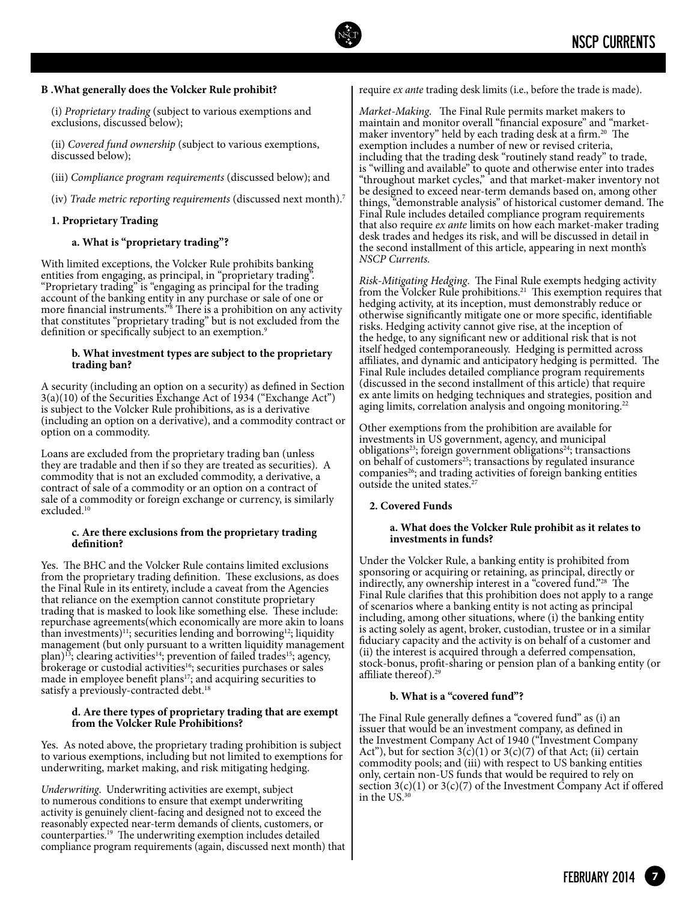### B .What generally does the Volcker Rule prohibit?

(i) *Proprietary trading* (subject to various exemptions and exclusions, discussed below);

(ii) *Covered fund ownership* (subject to various exemptions, discussed below);

(iii) *Compliance program requirements* (discussed below); and

(iv) *Trade metric reporting requirements* (discussed next month).[7]

#### 1. Proprietary Trading

##### a. What is "proprietary trading"?

With limited exceptions, the Volcker Rule prohibits banking entities from engaging, as principal, in "proprietary trading". "Proprietary trading" is "engaging as principal for the trading account of the banking entity in any purchase or sale of one or more financial instruments."[8] There is a prohibition on any activity that constitutes "proprietary trading" but is not excluded from the definition or specifically subject to an exemption.[9]

##### b. What investment types are subject to the proprietary trading ban?

A security (including an option on a security) as defined in Section 3(a)(10) of the Securities Exchange Act of 1934 ("Exchange Act") is subject to the Volcker Rule prohibitions, as is a derivative (including an option on a derivative), and a commodity contract or option on a commodity.

Loans are excluded from the proprietary trading ban (unless they are tradable and then if so they are treated as securities). A commodity that is not an excluded commodity, a derivative, a contract of sale of a commodity or an option on a contract of sale of a commodity or foreign exchange or currency, is similarly excluded.[10]

##### c. Are there exclusions from the proprietary trading definition?

Yes. The BHC and the Volcker Rule contains limited exclusions from the proprietary trading definition. These exclusions, as does the Final Rule in its entirety, include a caveat from the Agencies that reliance on the exemption cannot constitute proprietary trading that is masked to look like something else. These include: repurchase agreements(which economically are more akin to loans than investments)[11]; securities lending and borrowing[12]; liquidity management (but only pursuant to a written liquidity management plan)[13]; clearing activities[14]; prevention of failed trades[15]; agency, brokerage or custodial activities[16]; securities purchases or sales made in employee benefit plans[17]; and acquiring securities to satisfy a previously-contracted debt.[18]

##### d. Are there types of proprietary trading that are exempt from the Volcker Rule Prohibitions?

Yes. As noted above, the proprietary trading prohibition is subject to various exemptions, including but not limited to exemptions for underwriting, market making, and risk mitigating hedging.

*Underwriting.* Underwriting activities are exempt, subject to numerous conditions to ensure that exempt underwriting activity is genuinely client-facing and designed not to exceed the reasonably expected near-term demands of clients, customers, or counterparties.[19] The underwriting exemption includes detailed compliance program requirements (again, discussed next month) that require *ex ante* trading desk limits (i.e., before the trade is made).

*Market-Making.* The Final Rule permits market makers to maintain and monitor overall "financial exposure" and "market-maker inventory" held by each trading desk at a firm.[20] The exemption includes a number of new or revised criteria, including that the trading desk "routinely stand ready" to trade, is "willing and available" to quote and otherwise enter into trades "throughout market cycles," and that market-maker inventory not be designed to exceed near-term demands based on, among other things, "demonstrable analysis" of historical customer demand. The Final Rule includes detailed compliance program requirements that also require *ex ante* limits on how each market-maker trading desk trades and hedges its risk, and will be discussed in detail in the second installment of this article, appearing in next month's *NSCP Currents.*

*Risk-Mitigating Hedging.* The Final Rule exempts hedging activity from the Volcker Rule prohibitions.[21] This exemption requires that hedging activity, at its inception, must demonstrably reduce or otherwise significantly mitigate one or more specific, identifiable risks. Hedging activity cannot give rise, at the inception of the hedge, to any significant new or additional risk that is not itself hedged contemporaneously. Hedging is permitted across affiliates, and dynamic and anticipatory hedging is permitted. The Final Rule includes detailed compliance program requirements (discussed in the second installment of this article) that require ex ante limits on hedging techniques and strategies, position and aging limits, correlation analysis and ongoing monitoring.[22]

Other exemptions from the prohibition are available for investments in US government, agency, and municipal obligations[23]; foreign government obligations[24]; transactions on behalf of customers[25]; transactions by regulated insurance companies[26]; and trading activities of foreign banking entities outside the united states.[27]

#### 2. Covered Funds

##### a. What does the Volcker Rule prohibit as it relates to investments in funds?

Under the Volcker Rule, a banking entity is prohibited from sponsoring or acquiring or retaining, as principal, directly or indirectly, any ownership interest in a "covered fund."[28] The Final Rule clarifies that this prohibition does not apply to a range of scenarios where a banking entity is not acting as principal including, among other situations, where (i) the banking entity is acting solely as agent, broker, custodian, trustee or in a similar fiduciary capacity and the activity is on behalf of a customer and (ii) the interest is acquired through a deferred compensation, stock-bonus, profit-sharing or pension plan of a banking entity (or affiliate thereof).[29]

##### b. What is a "covered fund"?

The Final Rule generally defines a "covered fund" as (i) an issuer that would be an investment company, as defined in the Investment Company Act of 1940 ("Investment Company Act"), but for section 3(c)(1) or 3(c)(7) of that Act; (ii) certain commodity pools; and (iii) with respect to US banking entities only, certain non-US funds that would be required to rely on section 3(c)(1) or 3(c)(7) of the Investment Company Act if offered in the US.[30]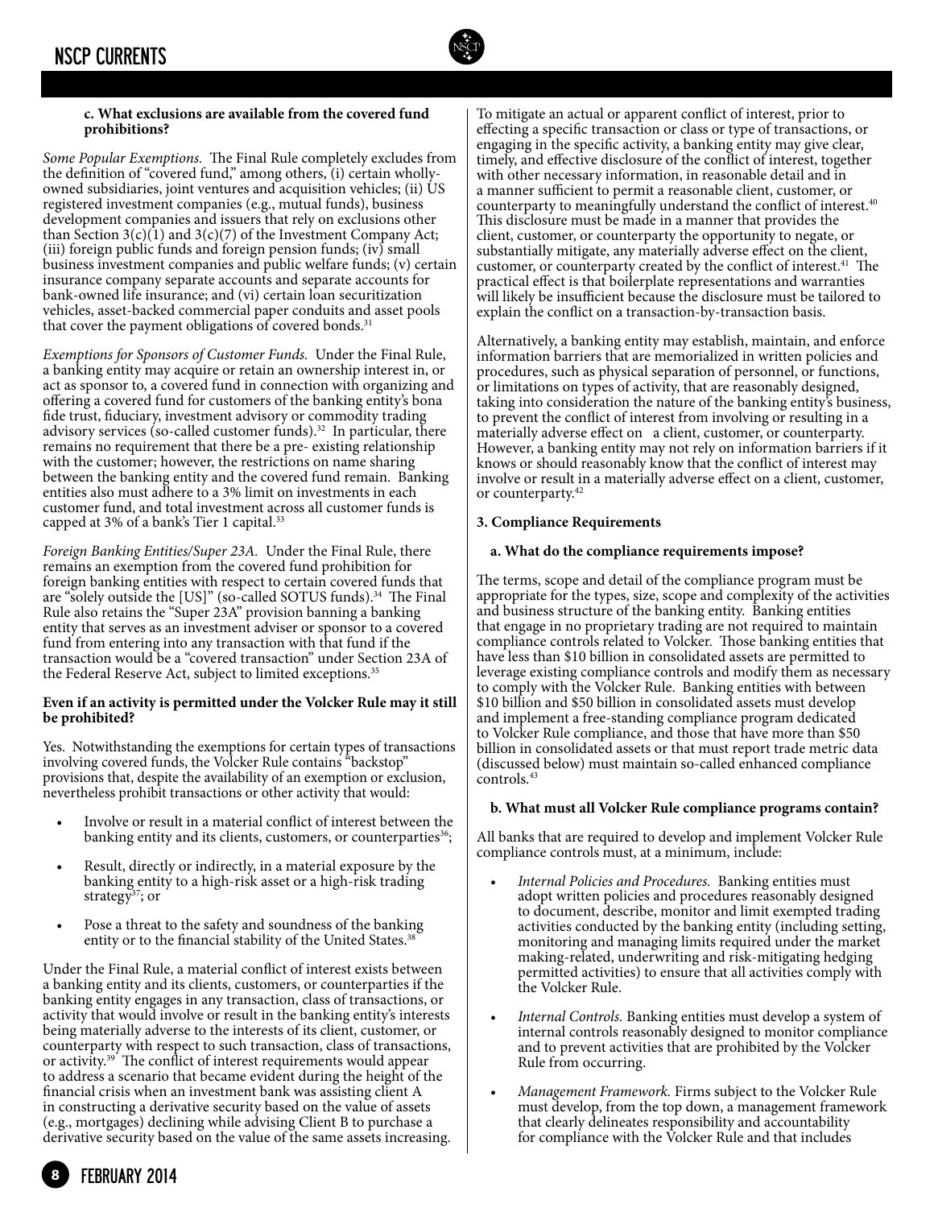#### c. What exclusions are available from the covered fund prohibitions?

*Some Popular Exemptions.* The Final Rule completely excludes from the definition of "covered fund," among others, (i) certain wholly-owned subsidiaries, joint ventures and acquisition vehicles; (ii) US registered investment companies (e.g., mutual funds), business development companies and issuers that rely on exclusions other than Section 3(c)(1) and 3(c)(7) of the Investment Company Act; (iii) foreign public funds and foreign pension funds; (iv) small business investment companies and public welfare funds; (v) certain insurance company separate accounts and separate accounts for bank-owned life insurance; and (vi) certain loan securitization vehicles, asset-backed commercial paper conduits and asset pools that cover the payment obligations of covered bonds.[31]

*Exemptions for Sponsors of Customer Funds.* Under the Final Rule, a banking entity may acquire or retain an ownership interest in, or act as sponsor to, a covered fund in connection with organizing and offering a covered fund for customers of the banking entity's bona fide trust, fiduciary, investment advisory or commodity trading advisory services (so-called customer funds).[32] In particular, there remains no requirement that there be a pre- existing relationship with the customer; however, the restrictions on name sharing between the banking entity and the covered fund remain. Banking entities also must adhere to a 3% limit on investments in each customer fund, and total investment across all customer funds is capped at 3% of a bank's Tier 1 capital.[33]

*Foreign Banking Entities/Super 23A.* Under the Final Rule, there remains an exemption from the covered fund prohibition for foreign banking entities with respect to certain covered funds that are "solely outside the [US]" (so-called SOTUS funds).[34] The Final Rule also retains the "Super 23A" provision banning a banking entity that serves as an investment adviser or sponsor to a covered fund from entering into any transaction with that fund if the transaction would be a "covered transaction" under Section 23A of the Federal Reserve Act, subject to limited exceptions.[35]

#### Even if an activity is permitted under the Volcker Rule may it still be prohibited?

Yes. Notwithstanding the exemptions for certain types of transactions involving covered funds, the Volcker Rule contains "backstop" provisions that, despite the availability of an exemption or exclusion, nevertheless prohibit transactions or other activity that would:

- Involve or result in a material conflict of interest between the banking entity and its clients, customers, or counterparties[36];
- Result, directly or indirectly, in a material exposure by the banking entity to a high-risk asset or a high-risk trading strategy[37]; or
- Pose a threat to the safety and soundness of the banking entity or to the financial stability of the United States.[38]

Under the Final Rule, a material conflict of interest exists between a banking entity and its clients, customers, or counterparties if the banking entity engages in any transaction, class of transactions, or activity that would involve or result in the banking entity's interests being materially adverse to the interests of its client, customer, or counterparty with respect to such transaction, class of transactions, or activity.[39] The conflict of interest requirements would appear to address a scenario that became evident during the height of the financial crisis when an investment bank was assisting client A in constructing a derivative security based on the value of assets (e.g., mortgages) declining while advising Client B to purchase a derivative security based on the value of the same assets increasing.

To mitigate an actual or apparent conflict of interest, prior to effecting a specific transaction or class or type of transactions, or engaging in the specific activity, a banking entity may give clear, timely, and effective disclosure of the conflict of interest, together with other necessary information, in reasonable detail and in a manner sufficient to permit a reasonable client, customer, or counterparty to meaningfully understand the conflict of interest.[40] This disclosure must be made in a manner that provides the client, customer, or counterparty the opportunity to negate, or substantially mitigate, any materially adverse effect on the client, customer, or counterparty created by the conflict of interest.[41] The practical effect is that boilerplate representations and warranties will likely be insufficient because the disclosure must be tailored to explain the conflict on a transaction-by-transaction basis.

Alternatively, a banking entity may establish, maintain, and enforce information barriers that are memorialized in written policies and procedures, such as physical separation of personnel, or functions, or limitations on types of activity, that are reasonably designed, taking into consideration the nature of the banking entity's business, to prevent the conflict of interest from involving or resulting in a materially adverse effect on a client, customer, or counterparty. However, a banking entity may not rely on information barriers if it knows or should reasonably know that the conflict of interest may involve or result in a materially adverse effect on a client, customer, or counterparty.[42]

### 3. Compliance Requirements

#### a. What do the compliance requirements impose?

The terms, scope and detail of the compliance program must be appropriate for the types, size, scope and complexity of the activities and business structure of the banking entity. Banking entities that engage in no proprietary trading are not required to maintain compliance controls related to Volcker. Those banking entities that have less than $10 billion in consolidated assets are permitted to leverage existing compliance controls and modify them as necessary to comply with the Volcker Rule. Banking entities with between $10 billion and $50 billion in consolidated assets must develop and implement a free-standing compliance program dedicated to Volcker Rule compliance, and those that have more than $50 billion in consolidated assets or that must report trade metric data (discussed below) must maintain so-called enhanced compliance controls.[43]

#### b. What must all Volcker Rule compliance programs contain?

All banks that are required to develop and implement Volcker Rule compliance controls must, at a minimum, include:

- *Internal Policies and Procedures.* Banking entities must adopt written policies and procedures reasonably designed to document, describe, monitor and limit exempted trading activities conducted by the banking entity (including setting, monitoring and managing limits required under the market making-related, underwriting and risk-mitigating hedging permitted activities) to ensure that all activities comply with the Volcker Rule.
- *Internal Controls.* Banking entities must develop a system of internal controls reasonably designed to monitor compliance and to prevent activities that are prohibited by the Volcker Rule from occurring.
- *Management Framework.* Firms subject to the Volcker Rule must develop, from the top down, a management framework that clearly delineates responsibility and accountability for compliance with the Volcker Rule and that includes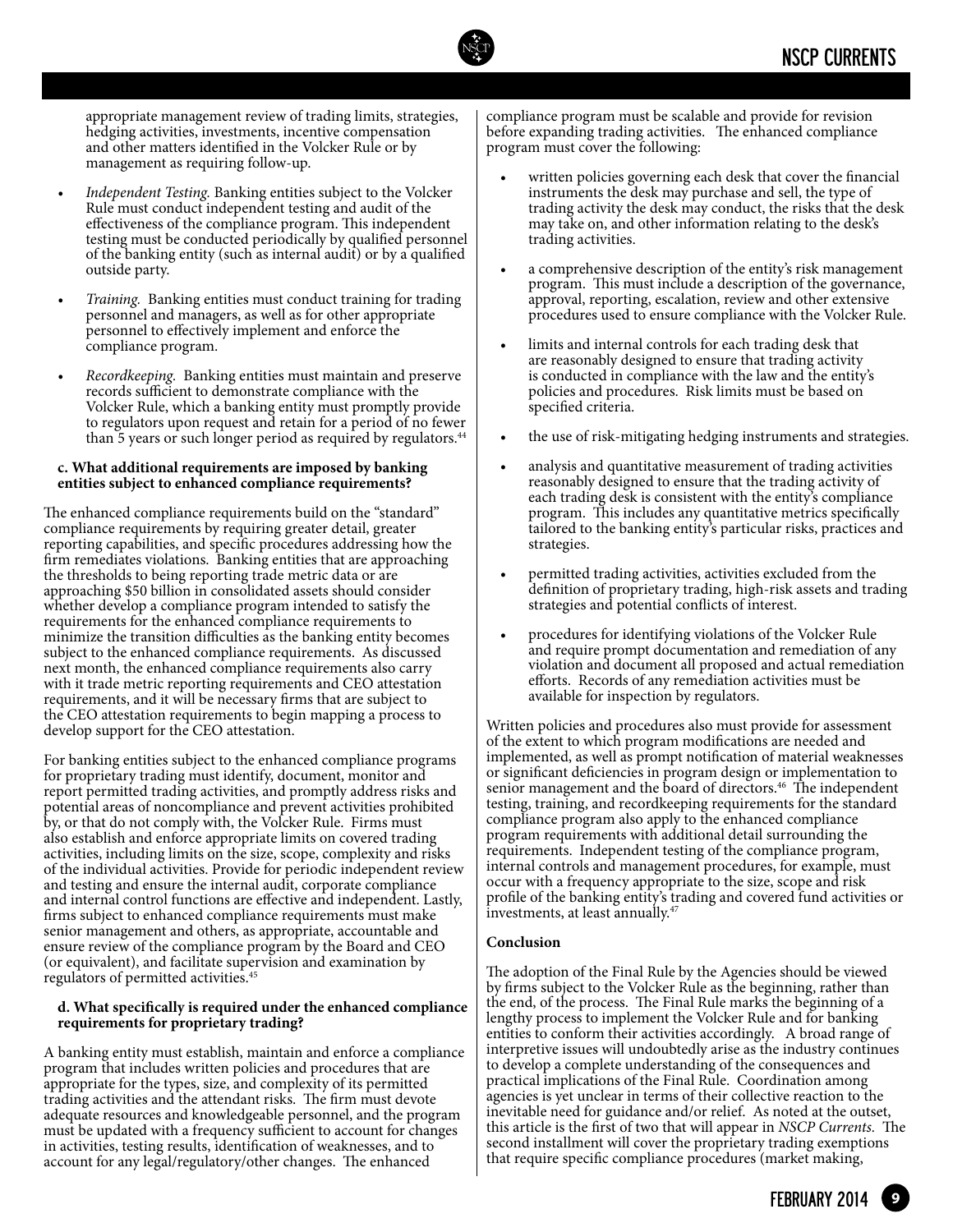appropriate management review of trading limits, strategies, hedging activities, investments, incentive compensation and other matters identified in the Volcker Rule or by management as requiring follow-up.

- *Independent Testing.* Banking entities subject to the Volcker Rule must conduct independent testing and audit of the effectiveness of the compliance program. This independent testing must be conducted periodically by qualified personnel of the banking entity (such as internal audit) or by a qualified outside party.
- *Training.* Banking entities must conduct training for trading personnel and managers, as well as for other appropriate personnel to effectively implement and enforce the compliance program.
- *Recordkeeping.* Banking entities must maintain and preserve records sufficient to demonstrate compliance with the Volcker Rule, which a banking entity must promptly provide to regulators upon request and retain for a period of no fewer than 5 years or such longer period as required by regulators.[44]

**c. What additional requirements are imposed by banking entities subject to enhanced compliance requirements?**

The enhanced compliance requirements build on the "standard" compliance requirements by requiring greater detail, greater reporting capabilities, and specific procedures addressing how the firm remediates violations. Banking entities that are approaching the thresholds to being reporting trade metric data or are approaching $50 billion in consolidated assets should consider whether develop a compliance program intended to satisfy the requirements for the enhanced compliance requirements to minimize the transition difficulties as the banking entity becomes subject to the enhanced compliance requirements. As discussed next month, the enhanced compliance requirements also carry with it trade metric reporting requirements and CEO attestation requirements, and it will be necessary firms that are subject to the CEO attestation requirements to begin mapping a process to develop support for the CEO attestation.

For banking entities subject to the enhanced compliance programs for proprietary trading must identify, document, monitor and report permitted trading activities, and promptly address risks and potential areas of noncompliance and prevent activities prohibited by, or that do not comply with, the Volcker Rule. Firms must also establish and enforce appropriate limits on covered trading activities, including limits on the size, scope, complexity and risks of the individual activities. Provide for periodic independent review and testing and ensure the internal audit, corporate compliance and internal control functions are effective and independent. Lastly, firms subject to enhanced compliance requirements must make senior management and others, as appropriate, accountable and ensure review of the compliance program by the Board and CEO (or equivalent), and facilitate supervision and examination by regulators of permitted activities.[45]

**d. What specifically is required under the enhanced compliance requirements for proprietary trading?**

A banking entity must establish, maintain and enforce a compliance program that includes written policies and procedures that are appropriate for the types, size, and complexity of its permitted trading activities and the attendant risks. The firm must devote adequate resources and knowledgeable personnel, and the program must be updated with a frequency sufficient to account for changes in activities, testing results, identification of weaknesses, and to account for any legal/regulatory/other changes. The enhanced compliance program must be scalable and provide for revision before expanding trading activities. The enhanced compliance program must cover the following:

- written policies governing each desk that cover the financial instruments the desk may purchase and sell, the type of trading activity the desk may conduct, the risks that the desk may take on, and other information relating to the desk's trading activities.
- a comprehensive description of the entity's risk management program. This must include a description of the governance, approval, reporting, escalation, review and other extensive procedures used to ensure compliance with the Volcker Rule.
- limits and internal controls for each trading desk that are reasonably designed to ensure that trading activity is conducted in compliance with the law and the entity's policies and procedures. Risk limits must be based on specified criteria.
- the use of risk-mitigating hedging instruments and strategies.
- analysis and quantitative measurement of trading activities reasonably designed to ensure that the trading activity of each trading desk is consistent with the entity's compliance program. This includes any quantitative metrics specifically tailored to the banking entity's particular risks, practices and strategies.
- permitted trading activities, activities excluded from the definition of proprietary trading, high-risk assets and trading strategies and potential conflicts of interest.
- procedures for identifying violations of the Volcker Rule and require prompt documentation and remediation of any violation and document all proposed and actual remediation efforts. Records of any remediation activities must be available for inspection by regulators.

Written policies and procedures also must provide for assessment of the extent to which program modifications are needed and implemented, as well as prompt notification of material weaknesses or significant deficiencies in program design or implementation to senior management and the board of directors.[46] The independent testing, training, and recordkeeping requirements for the standard compliance program also apply to the enhanced compliance program requirements with additional detail surrounding the requirements. Independent testing of the compliance program, internal controls and management procedures, for example, must occur with a frequency appropriate to the size, scope and risk profile of the banking entity's trading and covered fund activities or investments, at least annually.[47]

**Conclusion**

The adoption of the Final Rule by the Agencies should be viewed by firms subject to the Volcker Rule as the beginning, rather than the end, of the process. The Final Rule marks the beginning of a lengthy process to implement the Volcker Rule and for banking entities to conform their activities accordingly. A broad range of interpretive issues will undoubtedly arise as the industry continues to develop a complete understanding of the consequences and practical implications of the Final Rule. Coordination among agencies is yet unclear in terms of their collective reaction to the inevitable need for guidance and/or relief. As noted at the outset, this article is the first of two that will appear in *NSCP Currents*. The second installment will cover the proprietary trading exemptions that require specific compliance procedures (market making,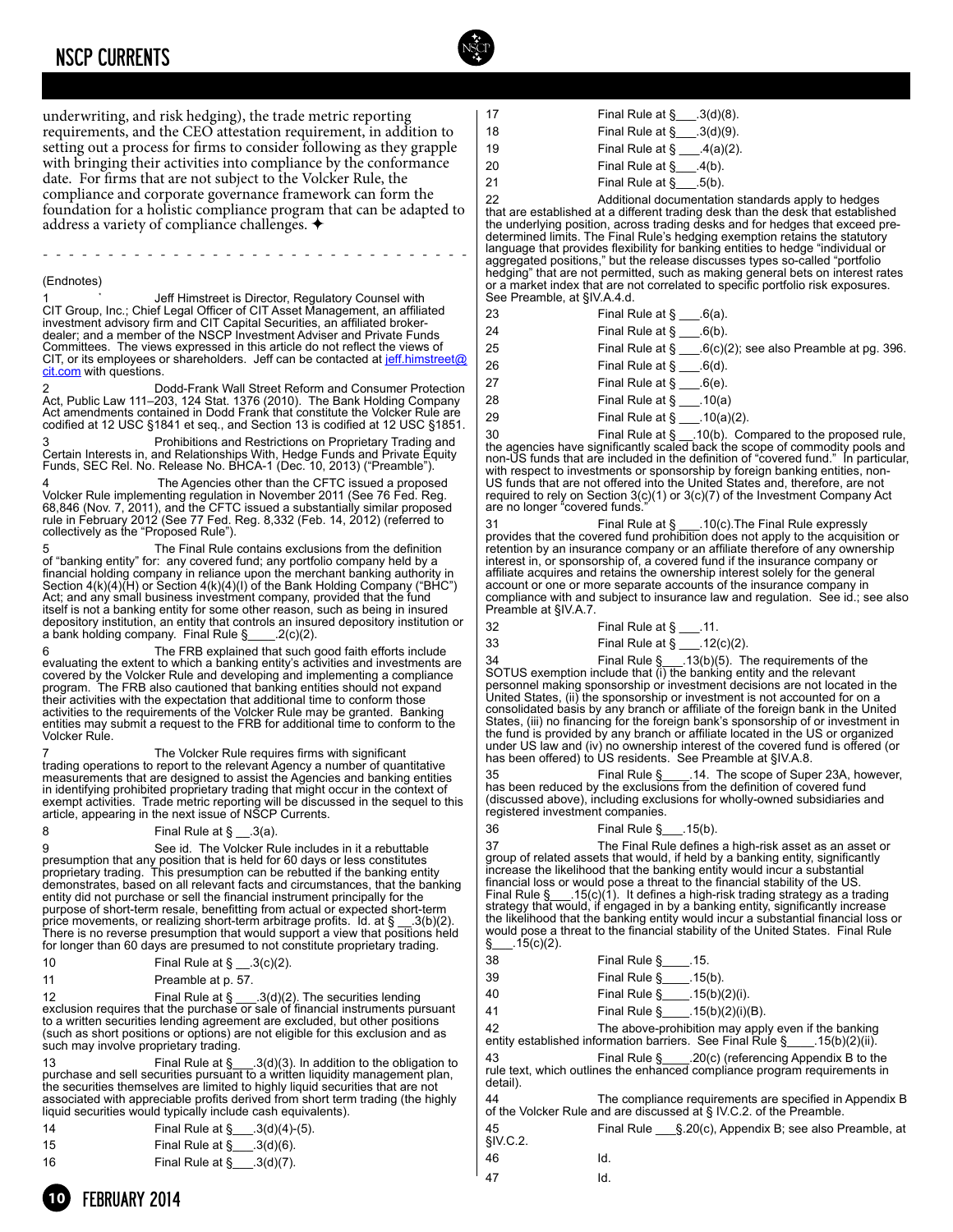underwriting, and risk hedging), the trade metric reporting requirements, and the CEO attestation requirement, in addition to setting out a process for firms to consider following as they grapple with bringing their activities into compliance by the conformance date. For firms that are not subject to the Volcker Rule, the compliance and corporate governance framework can form the foundation for a holistic compliance program that can be adapted to address a variety of compliance challenges. ✦

(Endnotes)

1 Jeff Himstreet is Director, Regulatory Counsel with CIT Group, Inc.; Chief Legal Officer of CIT Asset Management, an affiliated investment advisory firm and CIT Capital Securities, an affiliated broker-dealer; and a member of the NSCP Investment Adviser and Private Funds Committees. The views expressed in this article do not reflect the views of CIT, or its employees or shareholders. Jeff can be contacted at jeff.himstreet@cit.com with questions.

2 Dodd-Frank Wall Street Reform and Consumer Protection Act, Public Law 111–203, 124 Stat. 1376 (2010). The Bank Holding Company Act amendments contained in Dodd Frank that constitute the Volcker Rule are codified at 12 USC §1841 et seq., and Section 13 is codified at 12 USC §1851.

3 Prohibitions and Restrictions on Proprietary Trading and Certain Interests in, and Relationships With, Hedge Funds and Private Equity Funds, SEC Rel. No. Release No. BHCA-1 (Dec. 10, 2013) ("Preamble").

4 The Agencies other than the CFTC issued a proposed Volcker Rule implementing regulation in November 2011 (See 76 Fed. Reg. 68,846 (Nov. 7, 2011), and the CFTC issued a substantially similar proposed rule in February 2012 (See 77 Fed. Reg. 8,332 (Feb. 14, 2012) (referred to collectively as the "Proposed Rule").

5 The Final Rule contains exclusions from the definition of "banking entity" for: any covered fund; any portfolio company held by a financial holding company in reliance upon the merchant banking authority in Section 4(k)(4)(H) or Section 4(k)(4)(I) of the Bank Holding Company ("BHC") Act; and any small business investment company, provided that the fund itself is not a banking entity for some other reason, such as being in insured depository institution, an entity that controls an insured depository institution or a bank holding company. Final Rule §____.2(c)(2).

6 The FRB explained that such good faith efforts include evaluating the extent to which a banking entity's activities and investments are covered by the Volcker Rule and developing and implementing a compliance program. The FRB also cautioned that banking entities should not expand their activities with the expectation that additional time to conform those activities to the requirements of the Volcker Rule may be granted. Banking entities may submit a request to the FRB for additional time to conform to the Volcker Rule.

7 The Volcker Rule requires firms with significant trading operations to report to the relevant Agency a number of quantitative measurements that are designed to assist the Agencies and banking entities in identifying prohibited proprietary trading that might occur in the context of exempt activities. Trade metric reporting will be discussed in the sequel to this article, appearing in the next issue of NSCP Currents.

8 Final Rule at § __.3(a).

9 See id. The Volcker Rule includes in it a rebuttable presumption that any position that is held for 60 days or less constitutes proprietary trading. This presumption can be rebutted if the banking entity demonstrates, based on all relevant facts and circumstances, that the banking entity did not purchase or sell the financial instrument principally for the purpose of short-term resale, benefitting from actual or expected short-term price movements, or realizing short-term arbitrage profits. Id. at § __.3(b)(2). There is no reverse presumption that would support a view that positions held for longer than 60 days are presumed to not constitute proprietary trading.

10 Final Rule at § __.3(c)(2).

11 Preamble at p. 57.

12 Final Rule at § ___.3(d)(2). The securities lending exclusion requires that the purchase or sale of financial instruments pursuant to a written securities lending agreement are excluded, but other positions (such as short positions or options) are not eligible for this exclusion and as such may involve proprietary trading.

13 Final Rule at § ___.3(d)(3). In addition to the obligation to purchase and sell securities pursuant to a written liquidity management plan, the securities themselves are limited to highly liquid securities that are not associated with appreciable profits derived from short term trading (the highly liquid securities would typically include cash equivalents).

14 Final Rule at §___.3(d)(4)-(5).

15 Final Rule at §___.3(d)(6).

16 Final Rule at §___.3(d)(7).

17 Final Rule at §___.3(d)(8).

18 Final Rule at §___.3(d)(9).

19 Final Rule at § ___.4(a)(2).

20 Final Rule at §___.4(b).

21 Final Rule at §___.5(b).

22 Additional documentation standards apply to hedges that are established at a different trading desk than the desk that established the underlying position, across trading desks and for hedges that exceed pre-determined limits. The Final Rule's hedging exemption retains the statutory language that provides flexibility for banking entities to hedge "individual or aggregated positions," but the release discusses types so-called "portfolio hedging" that are not permitted, such as making general bets on interest rates or a market index that are not correlated to specific portfolio risk exposures. See Preamble, at §IV.A.4.d.

23 Final Rule at § ___.6(a).

24 Final Rule at § ___.6(b).

25 Final Rule at § ___.6(c)(2); see also Preamble at pg. 396.

26 Final Rule at § ___.6(d).

27 Final Rule at § ___.6(e).

28 Final Rule at § ___.10(a)

29 Final Rule at § ___.10(a)(2).

30 Final Rule at § __.10(b). Compared to the proposed rule, the agencies have significantly scaled back the scope of commodity pools and non-US funds that are included in the definition of "covered fund." In particular, with respect to investments or sponsorship by foreign banking entities, non-US funds that are not offered into the United States and, therefore, are not required to rely on Section 3(c)(1) or 3(c)(7) of the Investment Company Act are no longer "covered funds."

31 Final Rule at § ___.10(c).The Final Rule expressly provides that the covered fund prohibition does not apply to the acquisition or retention by an insurance company or an affiliate therefore of any ownership interest in, or sponsorship of, a covered fund if the insurance company or affiliate acquires and retains the ownership interest solely for the general account or one or more separate accounts of the insurance company in compliance with and subject to insurance law and regulation. See id.; see also Preamble at §IV.A.7.

32 Final Rule at § ___.11.

33 Final Rule at § ___.12(c)(2).

34 Final Rule §___.13(b)(5). The requirements of the SOTUS exemption include that (i) the banking entity and the relevant personnel making sponsorship or investment decisions are not located in the United States, (ii) the sponsorship or investment is not accounted for on a consolidated basis by any branch or affiliate of the foreign bank in the United States, (iii) no financing for the foreign bank's sponsorship of or investment in the fund is provided by any branch or affiliate located in the US or organized under US law and (iv) no ownership interest of the covered fund is offered (or has been offered) to US residents. See Preamble at §IV.A.8.

35 Final Rule §____.14. The scope of Super 23A, however, has been reduced by the exclusions from the definition of covered fund (discussed above), including exclusions for wholly-owned subsidiaries and registered investment companies.

36 Final Rule §___.15(b).

37 The Final Rule defines a high-risk asset as an asset or group of related assets that would, if held by a banking entity, significantly increase the likelihood that the banking entity would incur a substantial financial loss or would pose a threat to the financial stability of the US. Final Rule §___.15(c)(1). It defines a high-risk trading strategy as a trading strategy that would, if engaged in by a banking entity, significantly increase the likelihood that the banking entity would incur a substantial financial loss or would pose a threat to the financial stability of the United States. Final Rule §___.15(c)(2).

38 Final Rule §____.15.

39 Final Rule §____.15(b).

40 Final Rule §____.15(b)(2)(i).

41 Final Rule §____.15(b)(2)(i)(B).

42 The above-prohibition may apply even if the banking entity established information barriers. See Final Rule §____.15(b)(2)(ii).

43 Final Rule §____.20(c) (referencing Appendix B to the rule text, which outlines the enhanced compliance program requirements in detail).

44 The compliance requirements are specified in Appendix B of the Volcker Rule and are discussed at § IV.C.2. of the Preamble.

45 Final Rule ___§.20(c), Appendix B; see also Preamble, at §IV.C.2.

46 Id.

47 Id.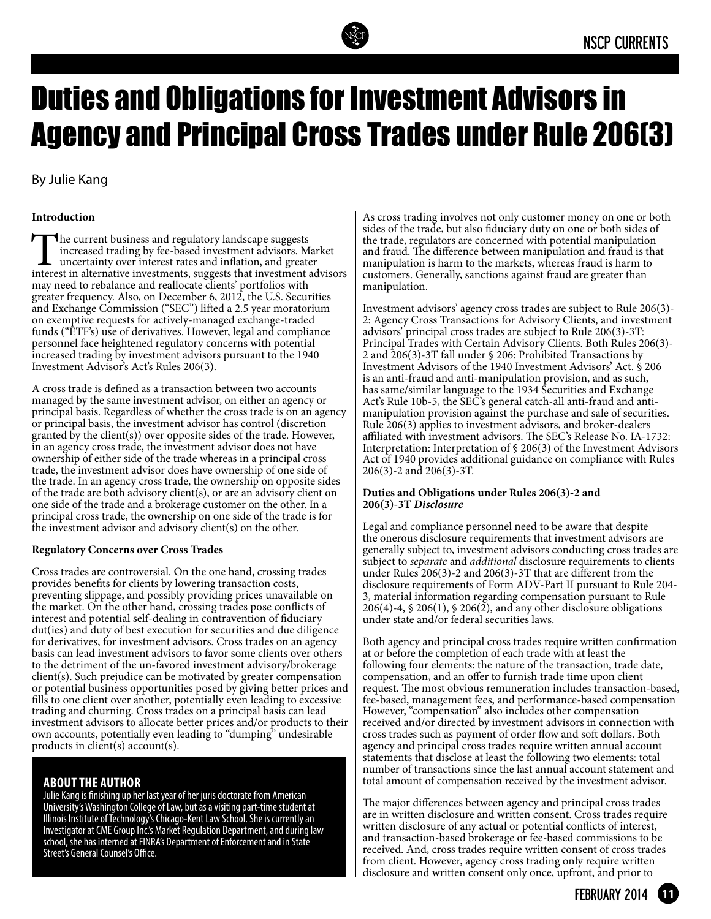# Duties and Obligations for Investment Advisors in Agency and Principal Cross Trades under Rule 206(3)

By Julie Kang

**Introduction**

The current business and regulatory landscape suggests increased trading by fee-based investment advisors. Market uncertainty over interest rates and inflation, and greater interest in alternative investments, suggests that investment advisors may need to rebalance and reallocate clients' portfolios with greater frequency. Also, on December 6, 2012, the U.S. Securities and Exchange Commission ("SEC") lifted a 2.5 year moratorium on exemptive requests for actively-managed exchange-traded funds ("ETF's) use of derivatives. However, legal and compliance personnel face heightened regulatory concerns with potential increased trading by investment advisors pursuant to the 1940 Investment Advisor's Act's Rules 206(3).

A cross trade is defined as a transaction between two accounts managed by the same investment advisor, on either an agency or principal basis. Regardless of whether the cross trade is on an agency or principal basis, the investment advisor has control (discretion granted by the client(s)) over opposite sides of the trade. However, in an agency cross trade, the investment advisor does not have ownership of either side of the trade whereas in a principal cross trade, the investment advisor does have ownership of one side of the trade. In an agency cross trade, the ownership on opposite sides of the trade are both advisory client(s), or are an advisory client on one side of the trade and a brokerage customer on the other. In a principal cross trade, the ownership on one side of the trade is for the investment advisor and advisory client(s) on the other.

**Regulatory Concerns over Cross Trades**

Cross trades are controversial. On the one hand, crossing trades provides benefits for clients by lowering transaction costs, preventing slippage, and possibly providing prices unavailable on the market. On the other hand, crossing trades pose conflicts of interest and potential self-dealing in contravention of fiduciary dut(ies) and duty of best execution for securities and due diligence for derivatives, for investment advisors. Cross trades on an agency basis can lead investment advisors to favor some clients over others to the detriment of the un-favored investment advisory/brokerage client(s). Such prejudice can be motivated by greater compensation or potential business opportunities posed by giving better prices and fills to one client over another, potentially even leading to excessive trading and churning. Cross trades on a principal basis can lead investment advisors to allocate better prices and/or products to their own accounts, potentially even leading to "dumping" undesirable products in client(s) account(s).

As cross trading involves not only customer money on one or both sides of the trade, but also fiduciary duty on one or both sides of the trade, regulators are concerned with potential manipulation and fraud. The difference between manipulation and fraud is that manipulation is harm to the markets, whereas fraud is harm to customers. Generally, sanctions against fraud are greater than manipulation.

Investment advisors' agency cross trades are subject to Rule 206(3)-2: Agency Cross Transactions for Advisory Clients, and investment advisors' principal cross trades are subject to Rule 206(3)-3T: Principal Trades with Certain Advisory Clients. Both Rules 206(3)-2 and 206(3)-3T fall under § 206: Prohibited Transactions by Investment Advisors of the 1940 Investment Advisors' Act. § 206 is an anti-fraud and anti-manipulation provision, and as such, has same/similar language to the 1934 Securities and Exchange Act's Rule 10b-5, the SEC's general catch-all anti-fraud and anti-manipulation provision against the purchase and sale of securities. Rule 206(3) applies to investment advisors, and broker-dealers affiliated with investment advisors. The SEC's Release No. IA-1732: Interpretation: Interpretation of § 206(3) of the Investment Advisors Act of 1940 provides additional guidance on compliance with Rules 206(3)-2 and 206(3)-3T.

**Duties and Obligations under Rules 206(3)-2 and 206(3)-3T *Disclosure***

Legal and compliance personnel need to be aware that despite the onerous disclosure requirements that investment advisors are generally subject to, investment advisors conducting cross trades are subject to *separate* and *additional* disclosure requirements to clients under Rules 206(3)-2 and 206(3)-3T that are different from the disclosure requirements of Form ADV-Part II pursuant to Rule 204-3, material information regarding compensation pursuant to Rule 206(4)-4, § 206(1), § 206(2), and any other disclosure obligations under state and/or federal securities laws.

Both agency and principal cross trades require written confirmation at or before the completion of each trade with at least the following four elements: the nature of the transaction, trade date, compensation, and an offer to furnish trade time upon client request. The most obvious remuneration includes transaction-based, fee-based, management fees, and performance-based compensation However, "compensation" also includes other compensation received and/or directed by investment advisors in connection with cross trades such as payment of order flow and soft dollars. Both agency and principal cross trades require written annual account statements that disclose at least the following two elements: total number of transactions since the last annual account statement and total amount of compensation received by the investment advisor.

The major differences between agency and principal cross trades are in written disclosure and written consent. Cross trades require written disclosure of any actual or potential conflicts of interest, and transaction-based brokerage or fee-based commissions to be received. And, cross trades require written consent of cross trades from client. However, agency cross trading only require written disclosure and written consent only once, upfront, and prior to

**ABOUT THE AUTHOR**

Julie Kang is finishing up her last year of her juris doctorate from American University's Washington College of Law, but as a visiting part-time student at Illinois Institute of Technology's Chicago-Kent Law School. She is currently an Investigator at CME Group Inc.'s Market Regulation Department, and during law school, she has interned at FINRA's Department of Enforcement and in State Street's General Counsel's Office.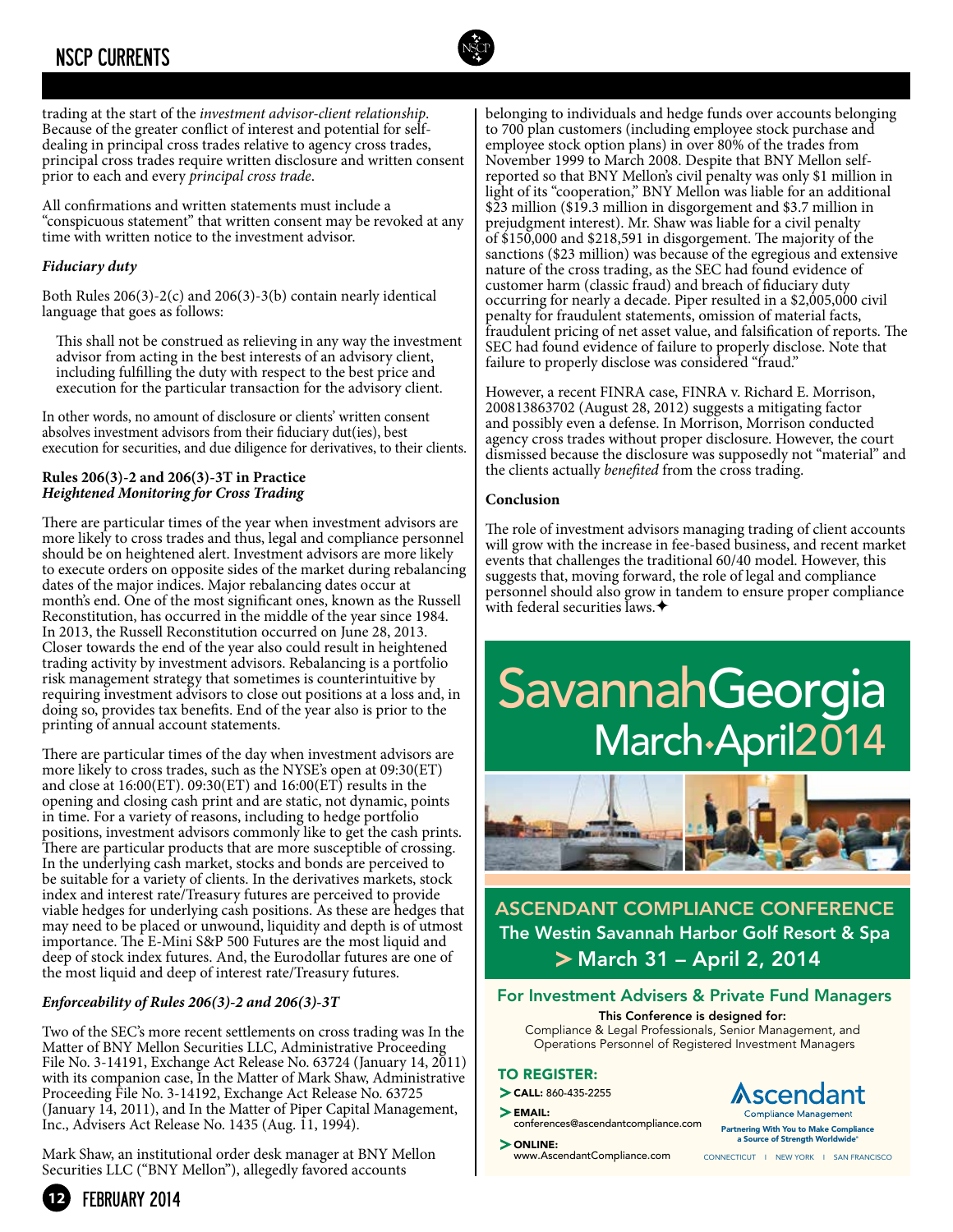trading at the start of the *investment advisor-client relationship*. Because of the greater conflict of interest and potential for self-dealing in principal cross trades relative to agency cross trades, principal cross trades require written disclosure and written consent prior to each and every *principal cross trade*.

All confirmations and written statements must include a "conspicuous statement" that written consent may be revoked at any time with written notice to the investment advisor.

***Fiduciary duty***

Both Rules 206(3)-2(c) and 206(3)-3(b) contain nearly identical language that goes as follows:

> This shall not be construed as relieving in any way the investment advisor from acting in the best interests of an advisory client, including fulfilling the duty with respect to the best price and execution for the particular transaction for the advisory client.

In other words, no amount of disclosure or clients' written consent absolves investment advisors from their fiduciary dut(ies), best execution for securities, and due diligence for derivatives, to their clients.

**Rules 206(3)-2 and 206(3)-3T in Practice**
***Heightened Monitoring for Cross Trading***

There are particular times of the year when investment advisors are more likely to cross trades and thus, legal and compliance personnel should be on heightened alert. Investment advisors are more likely to execute orders on opposite sides of the market during rebalancing dates of the major indices. Major rebalancing dates occur at month's end. One of the most significant ones, known as the Russell Reconstitution, has occurred in the middle of the year since 1984. In 2013, the Russell Reconstitution occurred on June 28, 2013. Closer towards the end of the year also could result in heightened trading activity by investment advisors. Rebalancing is a portfolio risk management strategy that sometimes is counterintuitive by requiring investment advisors to close out positions at a loss and, in doing so, provides tax benefits. End of the year also is prior to the printing of annual account statements.

There are particular times of the day when investment advisors are more likely to cross trades, such as the NYSE's open at 09:30(ET) and close at 16:00(ET). 09:30(ET) and 16:00(ET) results in the opening and closing cash print and are static, not dynamic, points in time. For a variety of reasons, including to hedge portfolio positions, investment advisors commonly like to get the cash prints. There are particular products that are more susceptible of crossing. In the underlying cash market, stocks and bonds are perceived to be suitable for a variety of clients. In the derivatives markets, stock index and interest rate/Treasury futures are perceived to provide viable hedges for underlying cash positions. As these are hedges that may need to be placed or unwound, liquidity and depth is of utmost importance. The E-Mini S&P 500 Futures are the most liquid and deep of stock index futures. And, the Eurodollar futures are one of the most liquid and deep of interest rate/Treasury futures.

***Enforceability of Rules 206(3)-2 and 206(3)-3T***

Two of the SEC's more recent settlements on cross trading was In the Matter of BNY Mellon Securities LLC, Administrative Proceeding File No. 3-14191, Exchange Act Release No. 63724 (January 14, 2011) with its companion case, In the Matter of Mark Shaw, Administrative Proceeding File No. 3-14192, Exchange Act Release No. 63725 (January 14, 2011), and In the Matter of Piper Capital Management, Inc., Advisers Act Release No. 1435 (Aug. 11, 1994).

Mark Shaw, an institutional order desk manager at BNY Mellon Securities LLC ("BNY Mellon"), allegedly favored accounts belonging to individuals and hedge funds over accounts belonging to 700 plan customers (including employee stock purchase and employee stock option plans) in over 80% of the trades from November 1999 to March 2008. Despite that BNY Mellon self-reported so that BNY Mellon's civil penalty was only $1 million in light of its "cooperation," BNY Mellon was liable for an additional $23 million ($19.3 million in disgorgement and $3.7 million in prejudgment interest). Mr. Shaw was liable for a civil penalty of $150,000 and $218,591 in disgorgement. The majority of the sanctions ($23 million) was because of the egregious and extensive nature of the cross trading, as the SEC had found evidence of customer harm (classic fraud) and breach of fiduciary duty occurring for nearly a decade. Piper resulted in a $2,005,000 civil penalty for fraudulent statements, omission of material facts, fraudulent pricing of net asset value, and falsification of reports. The SEC had found evidence of failure to properly disclose. Note that failure to properly disclose was considered "fraud."

However, a recent FINRA case, FINRA v. Richard E. Morrison, 200813863702 (August 28, 2012) suggests a mitigating factor and possibly even a defense. In Morrison, Morrison conducted agency cross trades without proper disclosure. However, the court dismissed because the disclosure was supposedly not "material" and the clients actually *benefited* from the cross trading.

**Conclusion**

The role of investment advisors managing trading of client accounts will grow with the increase in fee-based business, and recent market events that challenges the traditional 60/40 model. However, this suggests that, moving forward, the role of legal and compliance personnel should also grow in tandem to ensure proper compliance with federal securities laws.✦

SavannahGeorgia
March•April2014

ASCENDANT COMPLIANCE CONFERENCE
The Westin Savannah Harbor Golf Resort & Spa
> March 31 – April 2, 2014

For Investment Advisers & Private Fund Managers

This Conference is designed for:
Compliance & Legal Professionals, Senior Management, and Operations Personnel of Registered Investment Managers

TO REGISTER:
> CALL: 860-435-2255
> EMAIL: conferences@ascendantcompliance.com
> ONLINE: www.AscendantCompliance.com

Ascendant Compliance Management
Partnering With You to Make Compliance a Source of Strength Worldwide®
CONNECTICUT | NEW YORK | SAN FRANCISCO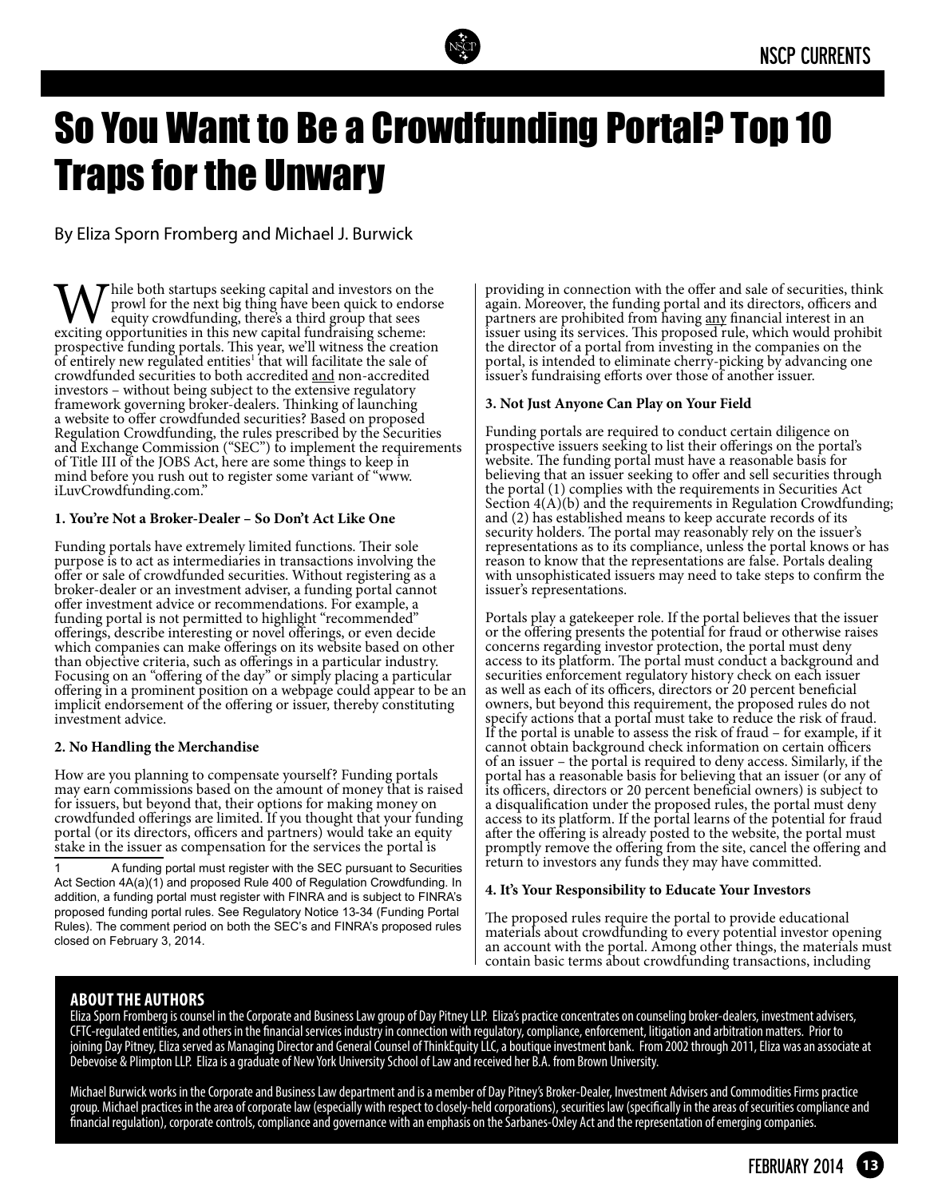# So You Want to Be a Crowdfunding Portal? Top 10 Traps for the Unwary

By Eliza Sporn Fromberg and Michael J. Burwick

While both startups seeking capital and investors on the prowl for the next big thing have been quick to endorse equity crowdfunding, there's a third group that sees exciting opportunities in this new capital fundraising scheme: prospective funding portals. This year, we'll witness the creation of entirely new regulated entities[1] that will facilitate the sale of crowdfunded securities to both accredited and non-accredited investors – without being subject to the extensive regulatory framework governing broker-dealers. Thinking of launching a website to offer crowdfunded securities? Based on proposed Regulation Crowdfunding, the rules prescribed by the Securities and Exchange Commission ("SEC") to implement the requirements of Title III of the JOBS Act, here are some things to keep in mind before you rush out to register some variant of "www.iLuvCrowdfunding.com."

**1. You're Not a Broker-Dealer – So Don't Act Like One**

Funding portals have extremely limited functions. Their sole purpose is to act as intermediaries in transactions involving the offer or sale of crowdfunded securities. Without registering as a broker-dealer or an investment adviser, a funding portal cannot offer investment advice or recommendations. For example, a funding portal is not permitted to highlight "recommended" offerings, describe interesting or novel offerings, or even decide which companies can make offerings on its website based on other than objective criteria, such as offerings in a particular industry. Focusing on an "offering of the day" or simply placing a particular offering in a prominent position on a webpage could appear to be an implicit endorsement of the offering or issuer, thereby constituting investment advice.

**2. No Handling the Merchandise**

How are you planning to compensate yourself? Funding portals may earn commissions based on the amount of money that is raised for issuers, but beyond that, their options for making money on crowdfunded offerings are limited. If you thought that your funding portal (or its directors, officers and partners) would take an equity stake in the issuer as compensation for the services the portal is providing in connection with the offer and sale of securities, think again. Moreover, the funding portal and its directors, officers and partners are prohibited from having any financial interest in an issuer using its services. This proposed rule, which would prohibit the director of a portal from investing in the companies on the portal, is intended to eliminate cherry-picking by advancing one issuer's fundraising efforts over those of another issuer.

**3. Not Just Anyone Can Play on Your Field**

Funding portals are required to conduct certain diligence on prospective issuers seeking to list their offerings on the portal's website. The funding portal must have a reasonable basis for believing that an issuer seeking to offer and sell securities through the portal (1) complies with the requirements in Securities Act Section 4(A)(b) and the requirements in Regulation Crowdfunding; and (2) has established means to keep accurate records of its security holders. The portal may reasonably rely on the issuer's representations as to its compliance, unless the portal knows or has reason to know that the representations are false. Portals dealing with unsophisticated issuers may need to take steps to confirm the issuer's representations.

Portals play a gatekeeper role. If the portal believes that the issuer or the offering presents the potential for fraud or otherwise raises concerns regarding investor protection, the portal must deny access to its platform. The portal must conduct a background and securities enforcement regulatory history check on each issuer as well as each of its officers, directors or 20 percent beneficial owners, but beyond this requirement, the proposed rules do not specify actions that a portal must take to reduce the risk of fraud. If the portal is unable to assess the risk of fraud – for example, if it cannot obtain background check information on certain officers of an issuer – the portal is required to deny access. Similarly, if the portal has a reasonable basis for believing that an issuer (or any of its officers, directors or 20 percent beneficial owners) is subject to a disqualification under the proposed rules, the portal must deny access to its platform. If the portal learns of the potential for fraud after the offering is already posted to the website, the portal must promptly remove the offering from the site, cancel the offering and return to investors any funds they may have committed.

**4. It's Your Responsibility to Educate Your Investors**

The proposed rules require the portal to provide educational materials about crowdfunding to every potential investor opening an account with the portal. Among other things, the materials must contain basic terms about crowdfunding transactions, including

[1] A funding portal must register with the SEC pursuant to Securities Act Section 4A(a)(1) and proposed Rule 400 of Regulation Crowdfunding. In addition, a funding portal must register with FINRA and is subject to FINRA's proposed funding portal rules. See Regulatory Notice 13-34 (Funding Portal Rules). The comment period on both the SEC's and FINRA's proposed rules closed on February 3, 2014.

**ABOUT THE AUTHORS**

Eliza Sporn Fromberg is counsel in the Corporate and Business Law group of Day Pitney LLP. Eliza's practice concentrates on counseling broker-dealers, investment advisers, CFTC-regulated entities, and others in the financial services industry in connection with regulatory, compliance, enforcement, litigation and arbitration matters. Prior to joining Day Pitney, Eliza served as Managing Director and General Counsel of ThinkEquity LLC, a boutique investment bank. From 2002 through 2011, Eliza was an associate at Debevoise & Plimpton LLP. Eliza is a graduate of New York University School of Law and received her B.A. from Brown University.

Michael Burwick works in the Corporate and Business Law department and is a member of Day Pitney's Broker-Dealer, Investment Advisers and Commodities Firms practice group. Michael practices in the area of corporate law (especially with respect to closely-held corporations), securities law (specifically in the areas of securities compliance and financial regulation), corporate controls, compliance and governance with an emphasis on the Sarbanes-Oxley Act and the representation of emerging companies.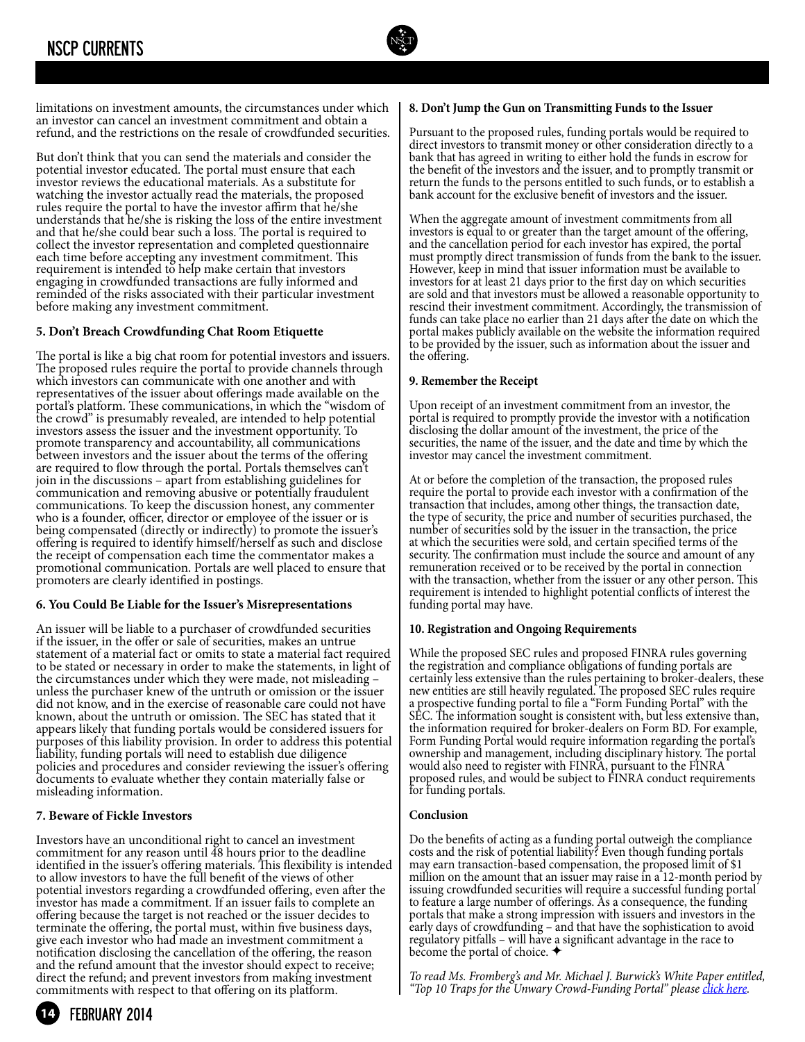limitations on investment amounts, the circumstances under which an investor can cancel an investment commitment and obtain a refund, and the restrictions on the resale of crowdfunded securities.

But don't think that you can send the materials and consider the potential investor educated. The portal must ensure that each investor reviews the educational materials. As a substitute for watching the investor actually read the materials, the proposed rules require the portal to have the investor affirm that he/she understands that he/she is risking the loss of the entire investment and that he/she could bear such a loss. The portal is required to collect the investor representation and completed questionnaire each time before accepting any investment commitment. This requirement is intended to help make certain that investors engaging in crowdfunded transactions are fully informed and reminded of the risks associated with their particular investment before making any investment commitment.

**5. Don't Breach Crowdfunding Chat Room Etiquette**

The portal is like a big chat room for potential investors and issuers. The proposed rules require the portal to provide channels through which investors can communicate with one another and with representatives of the issuer about offerings made available on the portal's platform. These communications, in which the "wisdom of the crowd" is presumably revealed, are intended to help potential investors assess the issuer and the investment opportunity. To promote transparency and accountability, all communications between investors and the issuer about the terms of the offering are required to flow through the portal. Portals themselves can't join in the discussions – apart from establishing guidelines for communication and removing abusive or potentially fraudulent communications. To keep the discussion honest, any commenter who is a founder, officer, director or employee of the issuer or is being compensated (directly or indirectly) to promote the issuer's offering is required to identify himself/herself as such and disclose the receipt of compensation each time the commentator makes a promotional communication. Portals are well placed to ensure that promoters are clearly identified in postings.

**6. You Could Be Liable for the Issuer's Misrepresentations**

An issuer will be liable to a purchaser of crowdfunded securities if the issuer, in the offer or sale of securities, makes an untrue statement of a material fact or omits to state a material fact required to be stated or necessary in order to make the statements, in light of the circumstances under which they were made, not misleading – unless the purchaser knew of the untruth or omission or the issuer did not know, and in the exercise of reasonable care could not have known, about the untruth or omission. The SEC has stated that it appears likely that funding portals would be considered issuers for purposes of this liability provision. In order to address this potential liability, funding portals will need to establish due diligence policies and procedures and consider reviewing the issuer's offering documents to evaluate whether they contain materially false or misleading information.

**7. Beware of Fickle Investors**

Investors have an unconditional right to cancel an investment commitment for any reason until 48 hours prior to the deadline identified in the issuer's offering materials. This flexibility is intended to allow investors to have the full benefit of the views of other potential investors regarding a crowdfunded offering, even after the investor has made a commitment. If an issuer fails to complete an offering because the target is not reached or the issuer decides to terminate the offering, the portal must, within five business days, give each investor who had made an investment commitment a notification disclosing the cancellation of the offering, the reason and the refund amount that the investor should expect to receive; direct the refund; and prevent investors from making investment commitments with respect to that offering on its platform.

**8. Don't Jump the Gun on Transmitting Funds to the Issuer**

Pursuant to the proposed rules, funding portals would be required to direct investors to transmit money or other consideration directly to a bank that has agreed in writing to either hold the funds in escrow for the benefit of the investors and the issuer, and to promptly transmit or return the funds to the persons entitled to such funds, or to establish a bank account for the exclusive benefit of investors and the issuer.

When the aggregate amount of investment commitments from all investors is equal to or greater than the target amount of the offering, and the cancellation period for each investor has expired, the portal must promptly direct transmission of funds from the bank to the issuer. However, keep in mind that issuer information must be available to investors for at least 21 days prior to the first day on which securities are sold and that investors must be allowed a reasonable opportunity to rescind their investment commitment. Accordingly, the transmission of funds can take place no earlier than 21 days after the date on which the portal makes publicly available on the website the information required to be provided by the issuer, such as information about the issuer and the offering.

**9. Remember the Receipt**

Upon receipt of an investment commitment from an investor, the portal is required to promptly provide the investor with a notification disclosing the dollar amount of the investment, the price of the securities, the name of the issuer, and the date and time by which the investor may cancel the investment commitment.

At or before the completion of the transaction, the proposed rules require the portal to provide each investor with a confirmation of the transaction that includes, among other things, the transaction date, the type of security, the price and number of securities purchased, the number of securities sold by the issuer in the transaction, the price at which the securities were sold, and certain specified terms of the security. The confirmation must include the source and amount of any remuneration received or to be received by the portal in connection with the transaction, whether from the issuer or any other person. This requirement is intended to highlight potential conflicts of interest the funding portal may have.

**10. Registration and Ongoing Requirements**

While the proposed SEC rules and proposed FINRA rules governing the registration and compliance obligations of funding portals are certainly less extensive than the rules pertaining to broker-dealers, these new entities are still heavily regulated. The proposed SEC rules require a prospective funding portal to file a "Form Funding Portal" with the SEC. The information sought is consistent with, but less extensive than, the information required for broker-dealers on Form BD. For example, Form Funding Portal would require information regarding the portal's ownership and management, including disciplinary history. The portal would also need to register with FINRA, pursuant to the FINRA proposed rules, and would be subject to FINRA conduct requirements for funding portals.

**Conclusion**

Do the benefits of acting as a funding portal outweigh the compliance costs and the risk of potential liability? Even though funding portals may earn transaction-based compensation, the proposed limit of $1 million on the amount that an issuer may raise in a 12-month period by issuing crowdfunded securities will require a successful funding portal to feature a large number of offerings. As a consequence, the funding portals that make a strong impression with issuers and investors in the early days of crowdfunding – and that have the sophistication to avoid regulatory pitfalls – will have a significant advantage in the race to become the portal of choice. ✦

*To read Ms. Fromberg's and Mr. Michael J. Burwick's White Paper entitled, "Top 10 Traps for the Unwary Crowd-Funding Portal" please click here.*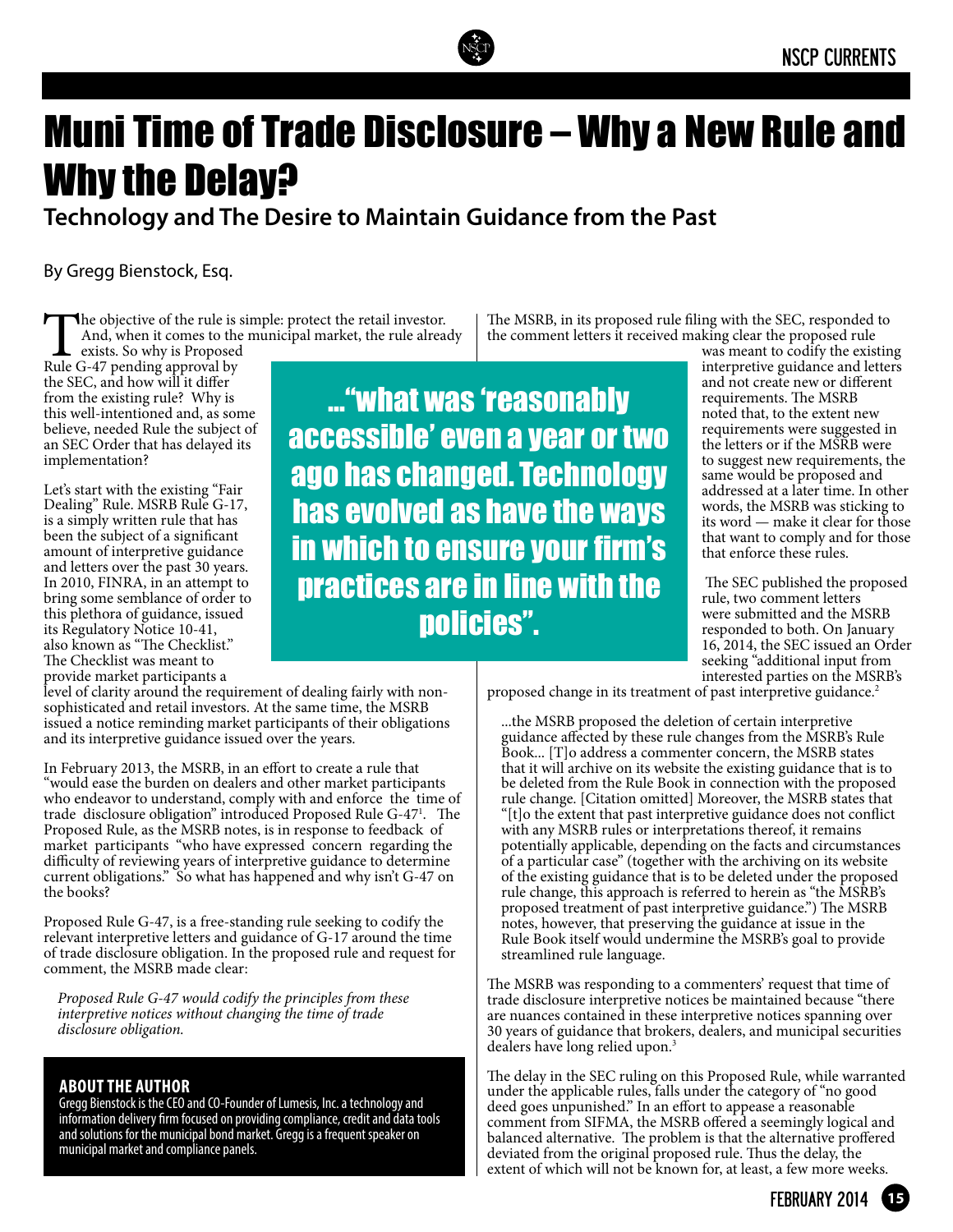# Muni Time of Trade Disclosure – Why a New Rule and Why the Delay?

## Technology and The Desire to Maintain Guidance from the Past

By Gregg Bienstock, Esq.

The objective of the rule is simple: protect the retail investor. And, when it comes to the municipal market, the rule already exists. So why is Proposed Rule G-47 pending approval by the SEC, and how will it differ from the existing rule? Why is this well-intentioned and, as some believe, needed Rule the subject of an SEC Order that has delayed its implementation?

Let's start with the existing "Fair Dealing" Rule. MSRB Rule G-17, is a simply written rule that has been the subject of a significant amount of interpretive guidance and letters over the past 30 years. In 2010, FINRA, in an attempt to bring some semblance of order to this plethora of guidance, issued its Regulatory Notice 10-41, also known as "The Checklist." The Checklist was meant to provide market participants a level of clarity around the requirement of dealing fairly with non-sophisticated and retail investors. At the same time, the MSRB issued a notice reminding market participants of their obligations and its interpretive guidance issued over the years.

> ..."what was 'reasonably accessible' even a year or two ago has changed. Technology has evolved as have the ways in which to ensure your firm's practices are in line with the policies".

In February 2013, the MSRB, in an effort to create a rule that "would ease the burden on dealers and other market participants who endeavor to understand, comply with and enforce the time of trade disclosure obligation" introduced Proposed Rule G-47[1]. The Proposed Rule, as the MSRB notes, is in response to feedback of market participants "who have expressed concern regarding the difficulty of reviewing years of interpretive guidance to determine current obligations." So what has happened and why isn't G-47 on the books?

Proposed Rule G-47, is a free-standing rule seeking to codify the relevant interpretive letters and guidance of G-17 around the time of trade disclosure obligation. In the proposed rule and request for comment, the MSRB made clear:

> *Proposed Rule G-47 would codify the principles from these interpretive notices without changing the time of trade disclosure obligation.*

The MSRB, in its proposed rule filing with the SEC, responded to the comment letters it received making clear the proposed rule was meant to codify the existing interpretive guidance and letters and not create new or different requirements. The MSRB noted that, to the extent new requirements were suggested in the letters or if the MSRB were to suggest new requirements, the same would be proposed and addressed at a later time. In other words, the MSRB was sticking to its word — make it clear for those that want to comply and for those that enforce these rules.

The SEC published the proposed rule, two comment letters were submitted and the MSRB responded to both. On January 16, 2014, the SEC issued an Order seeking "additional input from interested parties on the MSRB's proposed change in its treatment of past interpretive guidance.[2]

> ...the MSRB proposed the deletion of certain interpretive guidance affected by these rule changes from the MSRB's Rule Book... [T]o address a commenter concern, the MSRB states that it will archive on its website the existing guidance that is to be deleted from the Rule Book in connection with the proposed rule change. [Citation omitted] Moreover, the MSRB states that "[t]o the extent that past interpretive guidance does not conflict with any MSRB rules or interpretations thereof, it remains potentially applicable, depending on the facts and circumstances of a particular case" (together with the archiving on its website of the existing guidance that is to be deleted under the proposed rule change, this approach is referred to herein as "the MSRB's proposed treatment of past interpretive guidance.") The MSRB notes, however, that preserving the guidance at issue in the Rule Book itself would undermine the MSRB's goal to provide streamlined rule language.

The MSRB was responding to a commenters' request that time of trade disclosure interpretive notices be maintained because "there are nuances contained in these interpretive notices spanning over 30 years of guidance that brokers, dealers, and municipal securities dealers have long relied upon.[3]

The delay in the SEC ruling on this Proposed Rule, while warranted under the applicable rules, falls under the category of "no good deed goes unpunished." In an effort to appease a reasonable comment from SIFMA, the MSRB offered a seemingly logical and balanced alternative. The problem is that the alternative proffered deviated from the original proposed rule. Thus the delay, the extent of which will not be known for, at least, a few more weeks.

### ABOUT THE AUTHOR

Gregg Bienstock is the CEO and CO-Founder of Lumesis, Inc. a technology and information delivery firm focused on providing compliance, credit and data tools and solutions for the municipal bond market. Gregg is a frequent speaker on municipal market and compliance panels.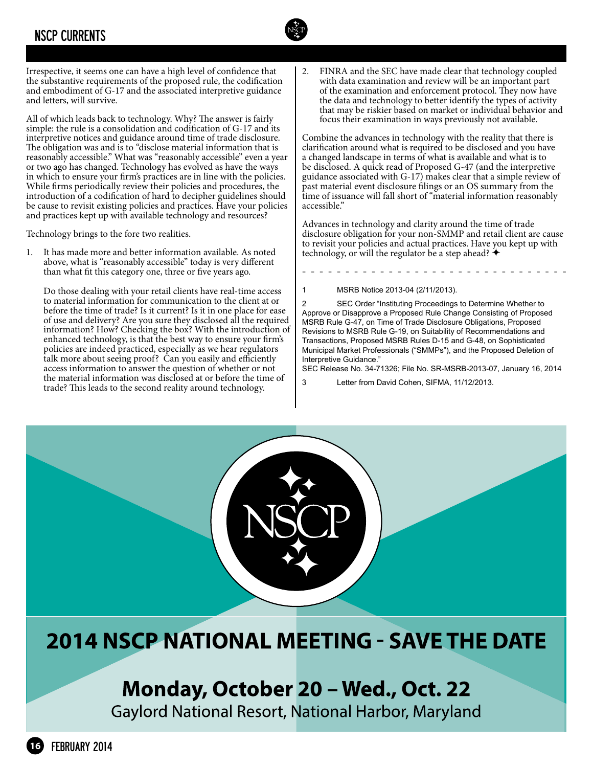Irrespective, it seems one can have a high level of confidence that the substantive requirements of the proposed rule, the codification and embodiment of G-17 and the associated interpretive guidance and letters, will survive.

All of which leads back to technology. Why? The answer is fairly simple: the rule is a consolidation and codification of G-17 and its interpretive notices and guidance around time of trade disclosure. The obligation was and is to "disclose material information that is reasonably accessible." What was "reasonably accessible" even a year or two ago has changed. Technology has evolved as have the ways in which to ensure your firm's practices are in line with the policies. While firms periodically review their policies and procedures, the introduction of a codification of hard to decipher guidelines should be cause to revisit existing policies and practices. Have your policies and practices kept up with available technology and resources?

Technology brings to the fore two realities.

1. It has made more and better information available. As noted above, what is "reasonably accessible" today is very different than what fit this category one, three or five years ago.

   Do those dealing with your retail clients have real-time access to material information for communication to the client at or before the time of trade? Is it current? Is it in one place for ease of use and delivery? Are you sure they disclosed all the required information? How? Checking the box? With the introduction of enhanced technology, is that the best way to ensure your firm's policies are indeed practiced, especially as we hear regulators talk more about seeing proof? Can you easily and efficiently access information to answer the question of whether or not the material information was disclosed at or before the time of trade? This leads to the second reality around technology.

2. FINRA and the SEC have made clear that technology coupled with data examination and review will be an important part of the examination and enforcement protocol. They now have the data and technology to better identify the types of activity that may be riskier based on market or individual behavior and focus their examination in ways previously not available.

Combine the advances in technology with the reality that there is clarification around what is required to be disclosed and you have a changed landscape in terms of what is available and what is to be disclosed. A quick read of Proposed G-47 (and the interpretive guidance associated with G-17) makes clear that a simple review of past material event disclosure filings or an OS summary from the time of issuance will fall short of "material information reasonably accessible."

Advances in technology and clarity around the time of trade disclosure obligation for your non-SMMP and retail client are cause to revisit your policies and actual practices. Have you kept up with technology, or will the regulator be a step ahead? ✦

---

1 MSRB Notice 2013-04 (2/11/2013).

2 SEC Order "Instituting Proceedings to Determine Whether to Approve or Disapprove a Proposed Rule Change Consisting of Proposed MSRB Rule G-47, on Time of Trade Disclosure Obligations, Proposed Revisions to MSRB Rule G-19, on Suitability of Recommendations and Transactions, Proposed MSRB Rules D-15 and G-48, on Sophisticated Municipal Market Professionals ("SMMPs"), and the Proposed Deletion of Interpretive Guidance."
SEC Release No. 34-71326; File No. SR-MSRB-2013-07, January 16, 2014

3 Letter from David Cohen, SIFMA, 11/12/2013.

NSCP

# 2014 NSCP NATIONAL MEETING - SAVE THE DATE

## Monday, October 20 – Wed., Oct. 22

Gaylord National Resort, National Harbor, Maryland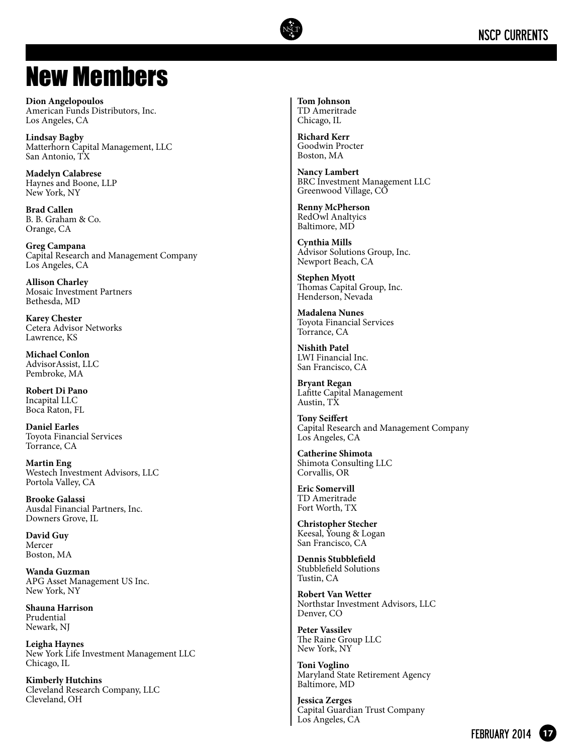# New Members

**Dion Angelopoulos**
American Funds Distributors, Inc.
Los Angeles, CA

**Lindsay Bagby**
Matterhorn Capital Management, LLC
San Antonio, TX

**Madelyn Calabrese**
Haynes and Boone, LLP
New York, NY

**Brad Callen**
B. B. Graham & Co.
Orange, CA

**Greg Campana**
Capital Research and Management Company
Los Angeles, CA

**Allison Charley**
Mosaic Investment Partners
Bethesda, MD

**Karey Chester**
Cetera Advisor Networks
Lawrence, KS

**Michael Conlon**
AdvisorAssist, LLC
Pembroke, MA

**Robert Di Pano**
Incapital LLC
Boca Raton, FL

**Daniel Earles**
Toyota Financial Services
Torrance, CA

**Martin Eng**
Westech Investment Advisors, LLC
Portola Valley, CA

**Brooke Galassi**
Ausdal Financial Partners, Inc.
Downers Grove, IL

**David Guy**
Mercer
Boston, MA

**Wanda Guzman**
APG Asset Management US Inc.
New York, NY

**Shauna Harrison**
Prudential
Newark, NJ

**Leigha Haynes**
New York Life Investment Management LLC
Chicago, IL

**Kimberly Hutchins**
Cleveland Research Company, LLC
Cleveland, OH

**Tom Johnson**
TD Ameritrade
Chicago, IL

**Richard Kerr**
Goodwin Procter
Boston, MA

**Nancy Lambert**
BRC Investment Management LLC
Greenwood Village, CO

**Renny McPherson**
RedOwl Analtyics
Baltimore, MD

**Cynthia Mills**
Advisor Solutions Group, Inc.
Newport Beach, CA

**Stephen Myott**
Thomas Capital Group, Inc.
Henderson, Nevada

**Madalena Nunes**
Toyota Financial Services
Torrance, CA

**Nishith Patel**
LWI Financial Inc.
San Francisco, CA

**Bryant Regan**
Lafitte Capital Management
Austin, TX

**Tony Seiffert**
Capital Research and Management Company
Los Angeles, CA

**Catherine Shimota**
Shimota Consulting LLC
Corvallis, OR

**Eric Somervill**
TD Ameritrade
Fort Worth, TX

**Christopher Stecher**
Keesal, Young & Logan
San Francisco, CA

**Dennis Stubblefield**
Stubblefield Solutions
Tustin, CA

**Robert Van Wetter**
Northstar Investment Advisors, LLC
Denver, CO

**Peter Vassilev**
The Raine Group LLC
New York, NY

**Toni Voglino**
Maryland State Retirement Agency
Baltimore, MD

**Jessica Zerges**
Capital Guardian Trust Company
Los Angeles, CA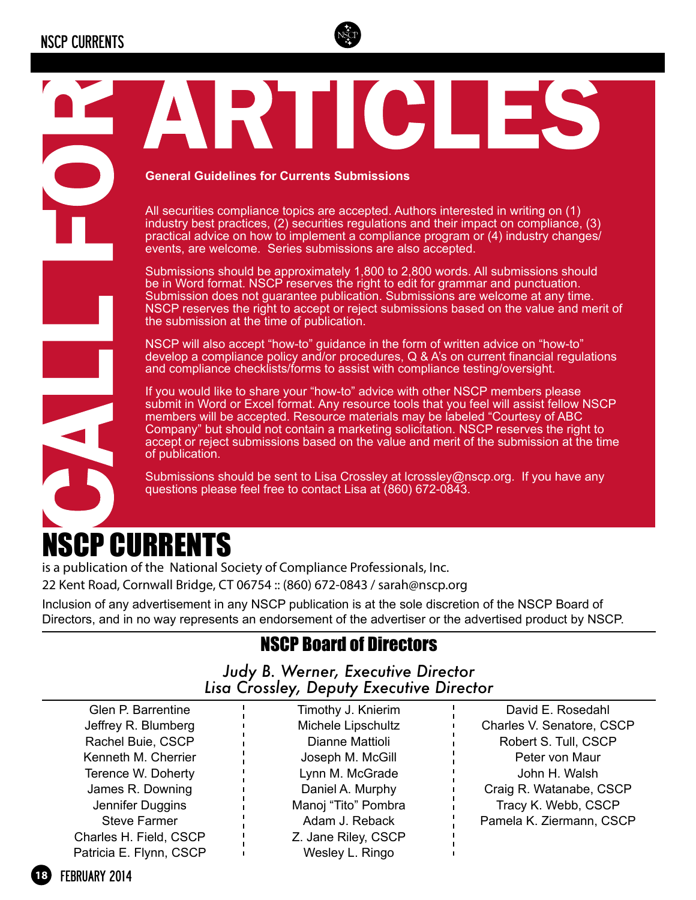# CALL FOR ARTICLES

**General Guidelines for Currents Submissions**

All securities compliance topics are accepted. Authors interested in writing on (1) industry best practices, (2) securities regulations and their impact on compliance, (3) practical advice on how to implement a compliance program or (4) industry changes/events, are welcome. Series submissions are also accepted.

Submissions should be approximately 1,800 to 2,800 words. All submissions should be in Word format. NSCP reserves the right to edit for grammar and punctuation. Submission does not guarantee publication. Submissions are welcome at any time. NSCP reserves the right to accept or reject submissions based on the value and merit of the submission at the time of publication.

NSCP will also accept "how-to" guidance in the form of written advice on "how-to" develop a compliance policy and/or procedures, Q & A's on current financial regulations and compliance checklists/forms to assist with compliance testing/oversight.

If you would like to share your "how-to" advice with other NSCP members please submit in Word or Excel format. Any resource tools that you feel will assist fellow NSCP members will be accepted. Resource materials may be labeled "Courtesy of ABC Company" but should not contain a marketing solicitation. NSCP reserves the right to accept or reject submissions based on the value and merit of the submission at the time of publication.

Submissions should be sent to Lisa Crossley at lcrossley@nscp.org. If you have any questions please feel free to contact Lisa at (860) 672-0843.

# NSCP CURRENTS

is a publication of the National Society of Compliance Professionals, Inc.

22 Kent Road, Cornwall Bridge, CT 06754 :: (860) 672-0843 / sarah@nscp.org

Inclusion of any advertisement in any NSCP publication is at the sole discretion of the NSCP Board of Directors, and in no way represents an endorsement of the advertiser or the advertised product by NSCP.

## NSCP Board of Directors

*Judy B. Werner, Executive Director*
*Lisa Crossley, Deputy Executive Director*

Glen P. Barrentine
Jeffrey R. Blumberg
Rachel Buie, CSCP
Kenneth M. Cherrier
Terence W. Doherty
James R. Downing
Jennifer Duggins
Steve Farmer
Charles H. Field, CSCP
Patricia E. Flynn, CSCP
Timothy J. Knierim
Michele Lipschultz
Dianne Mattioli
Joseph M. McGill
Lynn M. McGrade
Daniel A. Murphy
Manoj "Tito" Pombra
Adam J. Reback
Z. Jane Riley, CSCP
Wesley L. Ringo
David E. Rosedahl
Charles V. Senatore, CSCP
Robert S. Tull, CSCP
Peter von Maur
John H. Walsh
Craig R. Watanabe, CSCP
Tracy K. Webb, CSCP
Pamela K. Ziermann, CSCP